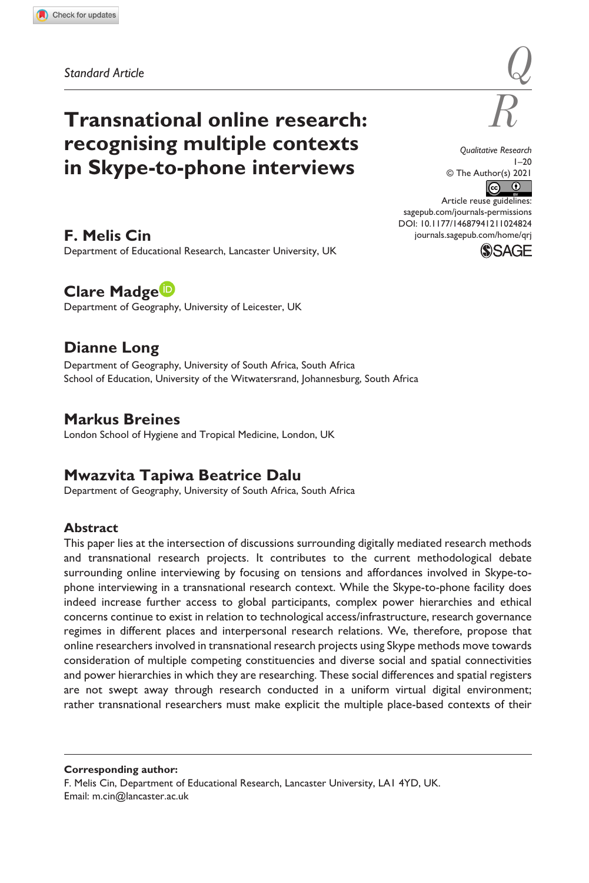*Standard Article*

# Transnational online research: recognising multiple contexts in Skype-to-phone interviews

Qualitative Research
© The Author(s) 2021
Article reuse guidelines: sagepub.com/journals-permissions
DOI: 10.1177/14687941211024824
journals.sagepub.com/home/qrj

**F. Melis Cin**
Department of Educational Research, Lancaster University, UK

**Clare Madge**
Department of Geography, University of Leicester, UK

**Dianne Long**
Department of Geography, University of South Africa, South Africa
School of Education, University of the Witwatersrand, Johannesburg, South Africa

**Markus Breines**
London School of Hygiene and Tropical Medicine, London, UK

**Mwazvita Tapiwa Beatrice Dalu**
Department of Geography, University of South Africa, South Africa

## Abstract

This paper lies at the intersection of discussions surrounding digitally mediated research methods and transnational research projects. It contributes to the current methodological debate surrounding online interviewing by focusing on tensions and affordances involved in Skype-to-phone interviewing in a transnational research context. While the Skype-to-phone facility does indeed increase further access to global participants, complex power hierarchies and ethical concerns continue to exist in relation to technological access/infrastructure, research governance regimes in different places and interpersonal research relations. We, therefore, propose that online researchers involved in transnational research projects using Skype methods move towards consideration of multiple competing constituencies and diverse social and spatial connectivities and power hierarchies in which they are researching. These social differences and spatial registers are not swept away through research conducted in a uniform virtual digital environment; rather transnational researchers must make explicit the multiple place-based contexts of their

**Corresponding author:**
F. Melis Cin, Department of Educational Research, Lancaster University, LA1 4YD, UK.
Email: m.cin@lancaster.ac.uk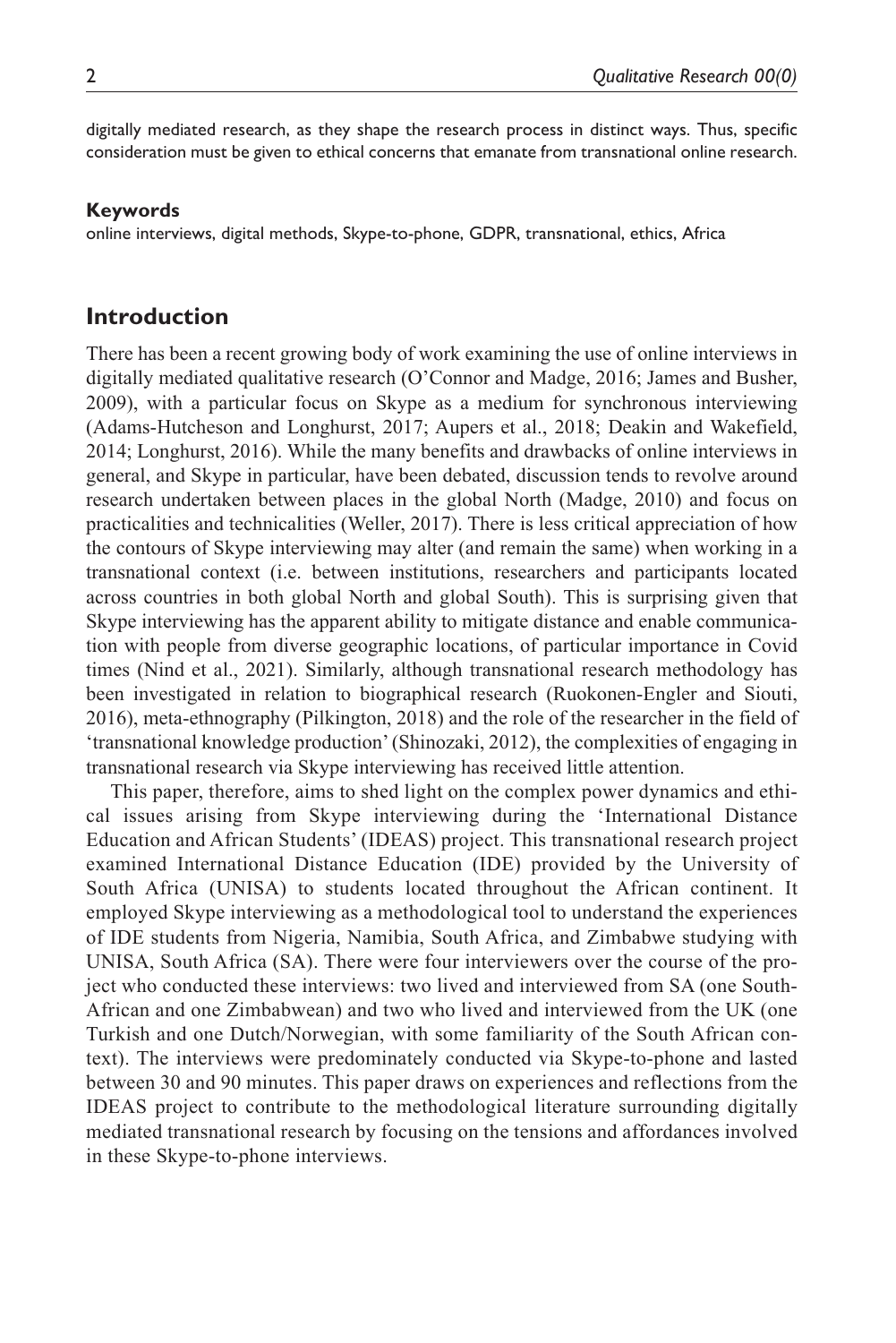digitally mediated research, as they shape the research process in distinct ways. Thus, specific consideration must be given to ethical concerns that emanate from transnational online research.

**Keywords**

online interviews, digital methods, Skype-to-phone, GDPR, transnational, ethics, Africa

## Introduction

There has been a recent growing body of work examining the use of online interviews in digitally mediated qualitative research (O'Connor and Madge, 2016; James and Busher, 2009), with a particular focus on Skype as a medium for synchronous interviewing (Adams-Hutcheson and Longhurst, 2017; Aupers et al., 2018; Deakin and Wakefield, 2014; Longhurst, 2016). While the many benefits and drawbacks of online interviews in general, and Skype in particular, have been debated, discussion tends to revolve around research undertaken between places in the global North (Madge, 2010) and focus on practicalities and technicalities (Weller, 2017). There is less critical appreciation of how the contours of Skype interviewing may alter (and remain the same) when working in a transnational context (i.e. between institutions, researchers and participants located across countries in both global North and global South). This is surprising given that Skype interviewing has the apparent ability to mitigate distance and enable communication with people from diverse geographic locations, of particular importance in Covid times (Nind et al., 2021). Similarly, although transnational research methodology has been investigated in relation to biographical research (Ruokonen-Engler and Siouti, 2016), meta-ethnography (Pilkington, 2018) and the role of the researcher in the field of 'transnational knowledge production' (Shinozaki, 2012), the complexities of engaging in transnational research via Skype interviewing has received little attention.

This paper, therefore, aims to shed light on the complex power dynamics and ethical issues arising from Skype interviewing during the 'International Distance Education and African Students' (IDEAS) project. This transnational research project examined International Distance Education (IDE) provided by the University of South Africa (UNISA) to students located throughout the African continent. It employed Skype interviewing as a methodological tool to understand the experiences of IDE students from Nigeria, Namibia, South Africa, and Zimbabwe studying with UNISA, South Africa (SA). There were four interviewers over the course of the project who conducted these interviews: two lived and interviewed from SA (one South-African and one Zimbabwean) and two who lived and interviewed from the UK (one Turkish and one Dutch/Norwegian, with some familiarity of the South African context). The interviews were predominately conducted via Skype-to-phone and lasted between 30 and 90 minutes. This paper draws on experiences and reflections from the IDEAS project to contribute to the methodological literature surrounding digitally mediated transnational research by focusing on the tensions and affordances involved in these Skype-to-phone interviews.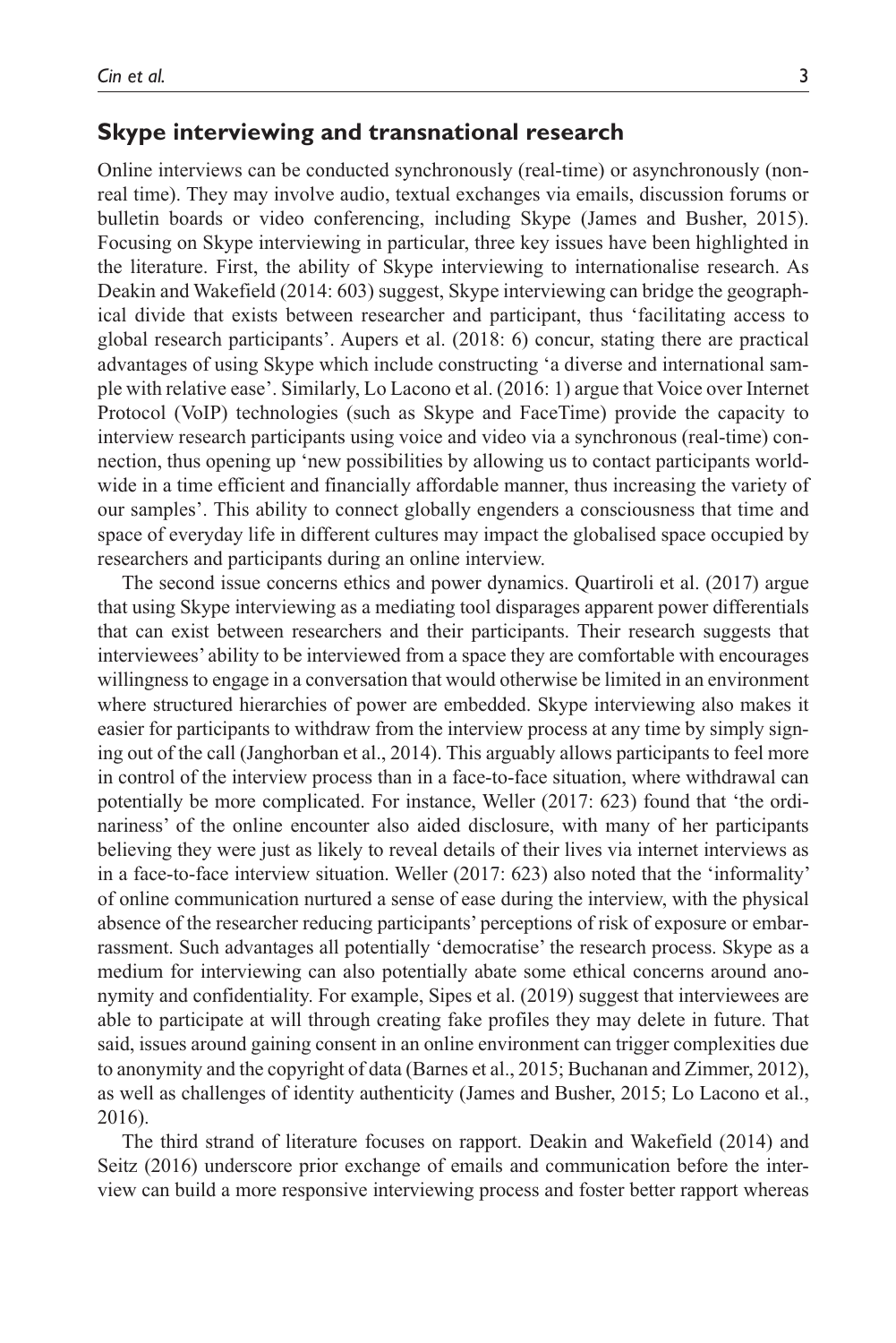## Skype interviewing and transnational research

Online interviews can be conducted synchronously (real-time) or asynchronously (non-real time). They may involve audio, textual exchanges via emails, discussion forums or bulletin boards or video conferencing, including Skype (James and Busher, 2015). Focusing on Skype interviewing in particular, three key issues have been highlighted in the literature. First, the ability of Skype interviewing to internationalise research. As Deakin and Wakefield (2014: 603) suggest, Skype interviewing can bridge the geographical divide that exists between researcher and participant, thus 'facilitating access to global research participants'. Aupers et al. (2018: 6) concur, stating there are practical advantages of using Skype which include constructing 'a diverse and international sample with relative ease'. Similarly, Lo Lacono et al. (2016: 1) argue that Voice over Internet Protocol (VoIP) technologies (such as Skype and FaceTime) provide the capacity to interview research participants using voice and video via a synchronous (real-time) connection, thus opening up 'new possibilities by allowing us to contact participants worldwide in a time efficient and financially affordable manner, thus increasing the variety of our samples'. This ability to connect globally engenders a consciousness that time and space of everyday life in different cultures may impact the globalised space occupied by researchers and participants during an online interview.

The second issue concerns ethics and power dynamics. Quartiroli et al. (2017) argue that using Skype interviewing as a mediating tool disparages apparent power differentials that can exist between researchers and their participants. Their research suggests that interviewees' ability to be interviewed from a space they are comfortable with encourages willingness to engage in a conversation that would otherwise be limited in an environment where structured hierarchies of power are embedded. Skype interviewing also makes it easier for participants to withdraw from the interview process at any time by simply signing out of the call (Janghorban et al., 2014). This arguably allows participants to feel more in control of the interview process than in a face-to-face situation, where withdrawal can potentially be more complicated. For instance, Weller (2017: 623) found that 'the ordinariness' of the online encounter also aided disclosure, with many of her participants believing they were just as likely to reveal details of their lives via internet interviews as in a face-to-face interview situation. Weller (2017: 623) also noted that the 'informality' of online communication nurtured a sense of ease during the interview, with the physical absence of the researcher reducing participants' perceptions of risk of exposure or embarrassment. Such advantages all potentially 'democratise' the research process. Skype as a medium for interviewing can also potentially abate some ethical concerns around anonymity and confidentiality. For example, Sipes et al. (2019) suggest that interviewees are able to participate at will through creating fake profiles they may delete in future. That said, issues around gaining consent in an online environment can trigger complexities due to anonymity and the copyright of data (Barnes et al., 2015; Buchanan and Zimmer, 2012), as well as challenges of identity authenticity (James and Busher, 2015; Lo Lacono et al., 2016).

The third strand of literature focuses on rapport. Deakin and Wakefield (2014) and Seitz (2016) underscore prior exchange of emails and communication before the interview can build a more responsive interviewing process and foster better rapport whereas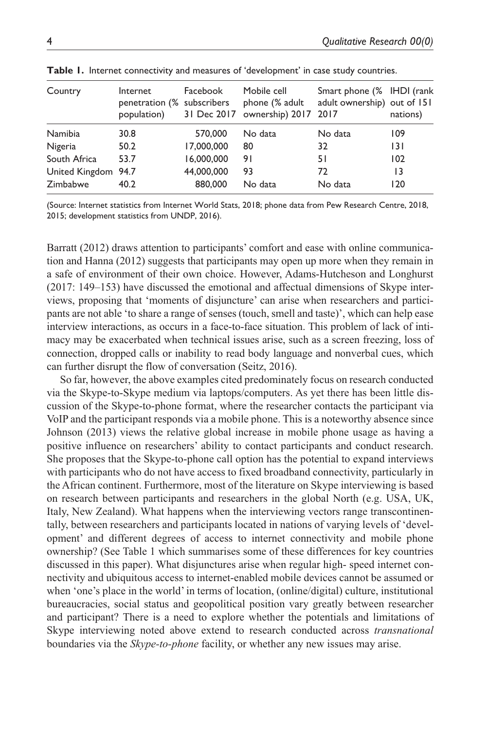**Table 1.** Internet connectivity and measures of 'development' in case study countries.

| Country | Internet penetration (% population) | Facebook subscribers 31 Dec 2017 | Mobile cell phone (% adult ownership) 2017 | Smart phone (% adult ownership) 2017 | IHDI (rank out of 151 nations) |
|---|---|---|---|---|---|
| Namibia | 30.8 | 570,000 | No data | No data | 109 |
| Nigeria | 50.2 | 17,000,000 | 80 | 32 | 131 |
| South Africa | 53.7 | 16,000,000 | 91 | 51 | 102 |
| United Kingdom | 94.7 | 44,000,000 | 93 | 72 | 13 |
| Zimbabwe | 40.2 | 880,000 | No data | No data | 120 |

(Source: Internet statistics from Internet World Stats, 2018; phone data from Pew Research Centre, 2018, 2015; development statistics from UNDP, 2016).

Barratt (2012) draws attention to participants' comfort and ease with online communication and Hanna (2012) suggests that participants may open up more when they remain in a safe of environment of their own choice. However, Adams-Hutcheson and Longhurst (2017: 149–153) have discussed the emotional and affectual dimensions of Skype interviews, proposing that 'moments of disjuncture' can arise when researchers and participants are not able 'to share a range of senses (touch, smell and taste)', which can help ease interview interactions, as occurs in a face-to-face situation. This problem of lack of intimacy may be exacerbated when technical issues arise, such as a screen freezing, loss of connection, dropped calls or inability to read body language and nonverbal cues, which can further disrupt the flow of conversation (Seitz, 2016).

So far, however, the above examples cited predominately focus on research conducted via the Skype-to-Skype medium via laptops/computers. As yet there has been little discussion of the Skype-to-phone format, where the researcher contacts the participant via VoIP and the participant responds via a mobile phone. This is a noteworthy absence since Johnson (2013) views the relative global increase in mobile phone usage as having a positive influence on researchers' ability to contact participants and conduct research. She proposes that the Skype-to-phone call option has the potential to expand interviews with participants who do not have access to fixed broadband connectivity, particularly in the African continent. Furthermore, most of the literature on Skype interviewing is based on research between participants and researchers in the global North (e.g. USA, UK, Italy, New Zealand). What happens when the interviewing vectors range transcontinentally, between researchers and participants located in nations of varying levels of 'development' and different degrees of access to internet connectivity and mobile phone ownership? (See Table 1 which summarises some of these differences for key countries discussed in this paper). What disjunctures arise when regular high- speed internet connectivity and ubiquitous access to internet-enabled mobile devices cannot be assumed or when 'one's place in the world' in terms of location, (online/digital) culture, institutional bureaucracies, social status and geopolitical position vary greatly between researcher and participant? There is a need to explore whether the potentials and limitations of Skype interviewing noted above extend to research conducted across *transnational* boundaries via the *Skype-to-phone* facility, or whether any new issues may arise.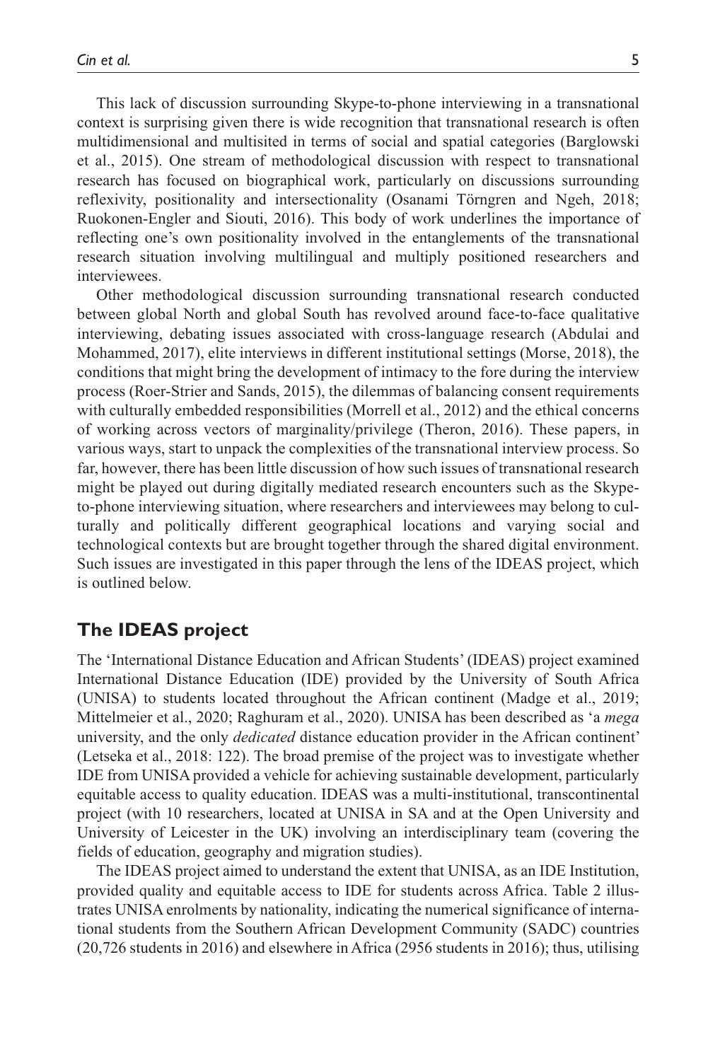This lack of discussion surrounding Skype-to-phone interviewing in a transnational context is surprising given there is wide recognition that transnational research is often multidimensional and multisited in terms of social and spatial categories (Barglowski et al., 2015). One stream of methodological discussion with respect to transnational research has focused on biographical work, particularly on discussions surrounding reflexivity, positionality and intersectionality (Osanami Törngren and Ngeh, 2018; Ruokonen-Engler and Siouti, 2016). This body of work underlines the importance of reflecting one's own positionality involved in the entanglements of the transnational research situation involving multilingual and multiply positioned researchers and interviewees.

Other methodological discussion surrounding transnational research conducted between global North and global South has revolved around face-to-face qualitative interviewing, debating issues associated with cross-language research (Abdulai and Mohammed, 2017), elite interviews in different institutional settings (Morse, 2018), the conditions that might bring the development of intimacy to the fore during the interview process (Roer-Strier and Sands, 2015), the dilemmas of balancing consent requirements with culturally embedded responsibilities (Morrell et al., 2012) and the ethical concerns of working across vectors of marginality/privilege (Theron, 2016). These papers, in various ways, start to unpack the complexities of the transnational interview process. So far, however, there has been little discussion of how such issues of transnational research might be played out during digitally mediated research encounters such as the Skype-to-phone interviewing situation, where researchers and interviewees may belong to culturally and politically different geographical locations and varying social and technological contexts but are brought together through the shared digital environment. Such issues are investigated in this paper through the lens of the IDEAS project, which is outlined below.

## The IDEAS project

The 'International Distance Education and African Students' (IDEAS) project examined International Distance Education (IDE) provided by the University of South Africa (UNISA) to students located throughout the African continent (Madge et al., 2019; Mittelmeier et al., 2020; Raghuram et al., 2020). UNISA has been described as 'a *mega* university, and the only *dedicated* distance education provider in the African continent' (Letseka et al., 2018: 122). The broad premise of the project was to investigate whether IDE from UNISA provided a vehicle for achieving sustainable development, particularly equitable access to quality education. IDEAS was a multi-institutional, transcontinental project (with 10 researchers, located at UNISA in SA and at the Open University and University of Leicester in the UK) involving an interdisciplinary team (covering the fields of education, geography and migration studies).

The IDEAS project aimed to understand the extent that UNISA, as an IDE Institution, provided quality and equitable access to IDE for students across Africa. Table 2 illustrates UNISA enrolments by nationality, indicating the numerical significance of international students from the Southern African Development Community (SADC) countries (20,726 students in 2016) and elsewhere in Africa (2956 students in 2016); thus, utilising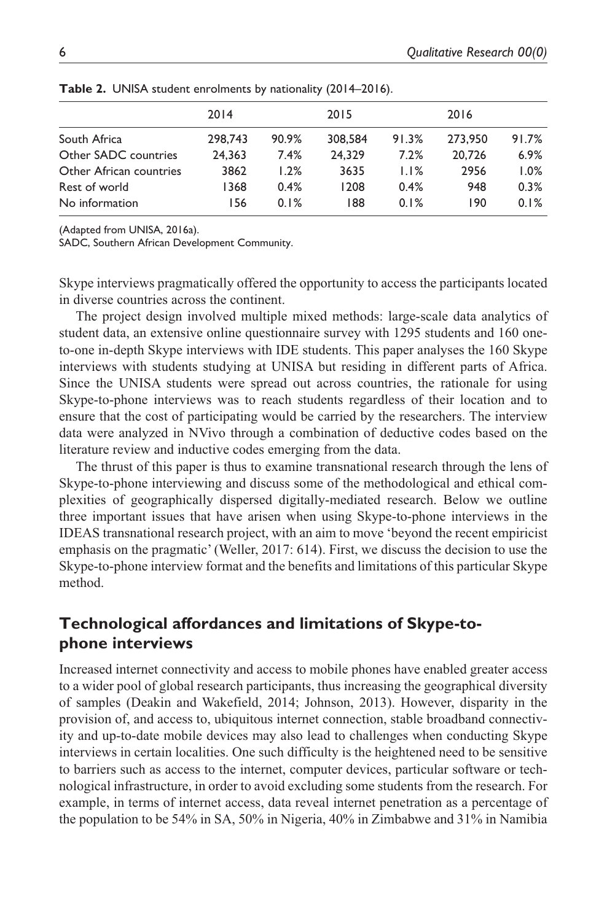**Table 2.** UNISA student enrolments by nationality (2014–2016).

| | 2014 | | 2015 | | 2016 | |
|---|---|---|---|---|---|---|
| South Africa | 298,743 | 90.9% | 308,584 | 91.3% | 273,950 | 91.7% |
| Other SADC countries | 24,363 | 7.4% | 24,329 | 7.2% | 20,726 | 6.9% |
| Other African countries | 3862 | 1.2% | 3635 | 1.1% | 2956 | 1.0% |
| Rest of world | 1368 | 0.4% | 1208 | 0.4% | 948 | 0.3% |
| No information | 156 | 0.1% | 188 | 0.1% | 190 | 0.1% |

(Adapted from UNISA, 2016a).

SADC, Southern African Development Community.

Skype interviews pragmatically offered the opportunity to access the participants located in diverse countries across the continent.

The project design involved multiple mixed methods: large-scale data analytics of student data, an extensive online questionnaire survey with 1295 students and 160 one-to-one in-depth Skype interviews with IDE students. This paper analyses the 160 Skype interviews with students studying at UNISA but residing in different parts of Africa. Since the UNISA students were spread out across countries, the rationale for using Skype-to-phone interviews was to reach students regardless of their location and to ensure that the cost of participating would be carried by the researchers. The interview data were analyzed in NVivo through a combination of deductive codes based on the literature review and inductive codes emerging from the data.

The thrust of this paper is thus to examine transnational research through the lens of Skype-to-phone interviewing and discuss some of the methodological and ethical complexities of geographically dispersed digitally-mediated research. Below we outline three important issues that have arisen when using Skype-to-phone interviews in the IDEAS transnational research project, with an aim to move 'beyond the recent empiricist emphasis on the pragmatic' (Weller, 2017: 614). First, we discuss the decision to use the Skype-to-phone interview format and the benefits and limitations of this particular Skype method.

## Technological affordances and limitations of Skype-to-phone interviews

Increased internet connectivity and access to mobile phones have enabled greater access to a wider pool of global research participants, thus increasing the geographical diversity of samples (Deakin and Wakefield, 2014; Johnson, 2013). However, disparity in the provision of, and access to, ubiquitous internet connection, stable broadband connectivity and up-to-date mobile devices may also lead to challenges when conducting Skype interviews in certain localities. One such difficulty is the heightened need to be sensitive to barriers such as access to the internet, computer devices, particular software or technological infrastructure, in order to avoid excluding some students from the research. For example, in terms of internet access, data reveal internet penetration as a percentage of the population to be 54% in SA, 50% in Nigeria, 40% in Zimbabwe and 31% in Namibia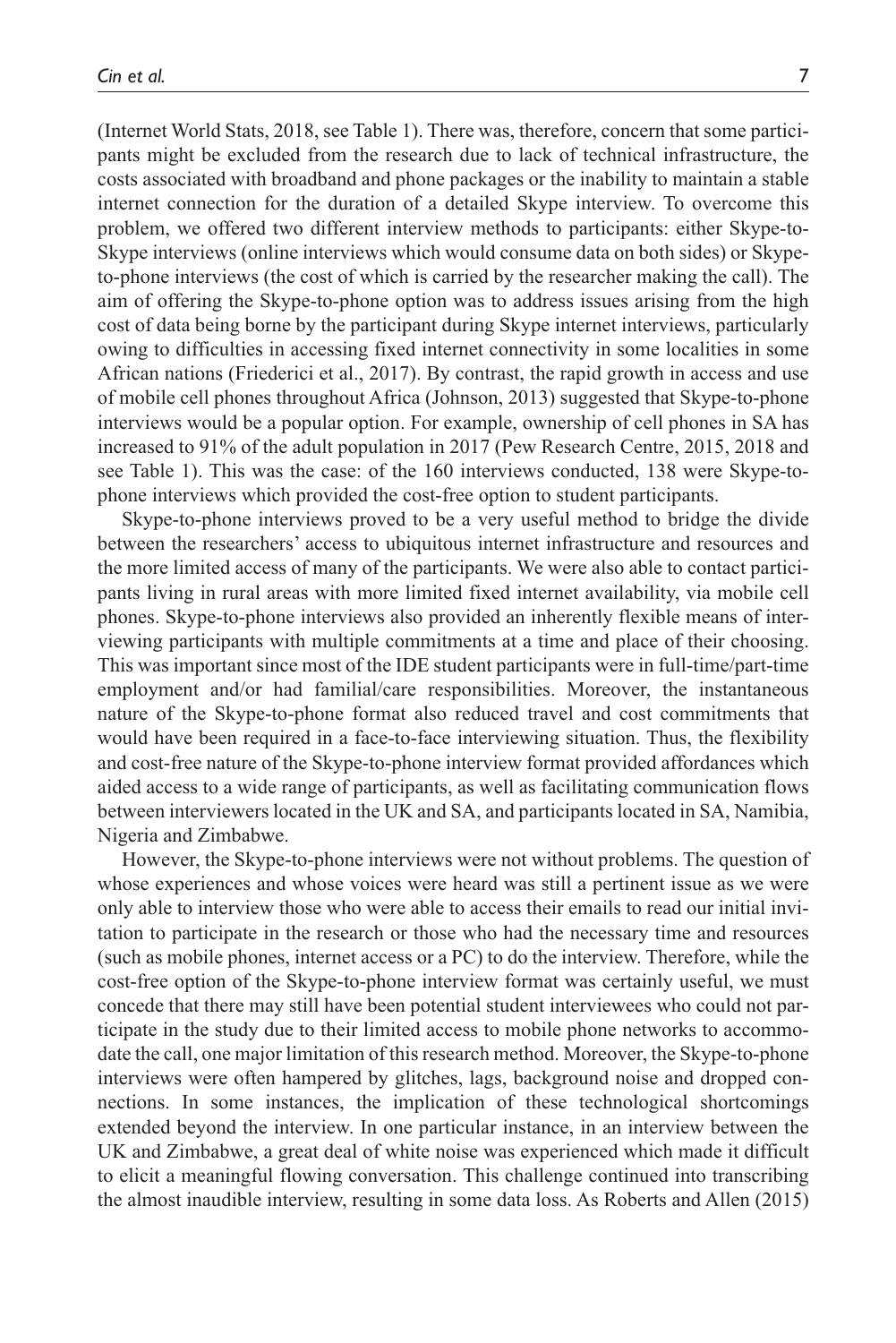(Internet World Stats, 2018, see Table 1). There was, therefore, concern that some participants might be excluded from the research due to lack of technical infrastructure, the costs associated with broadband and phone packages or the inability to maintain a stable internet connection for the duration of a detailed Skype interview. To overcome this problem, we offered two different interview methods to participants: either Skype-to-Skype interviews (online interviews which would consume data on both sides) or Skype-to-phone interviews (the cost of which is carried by the researcher making the call). The aim of offering the Skype-to-phone option was to address issues arising from the high cost of data being borne by the participant during Skype internet interviews, particularly owing to difficulties in accessing fixed internet connectivity in some localities in some African nations (Friederici et al., 2017). By contrast, the rapid growth in access and use of mobile cell phones throughout Africa (Johnson, 2013) suggested that Skype-to-phone interviews would be a popular option. For example, ownership of cell phones in SA has increased to 91% of the adult population in 2017 (Pew Research Centre, 2015, 2018 and see Table 1). This was the case: of the 160 interviews conducted, 138 were Skype-to-phone interviews which provided the cost-free option to student participants.

Skype-to-phone interviews proved to be a very useful method to bridge the divide between the researchers' access to ubiquitous internet infrastructure and resources and the more limited access of many of the participants. We were also able to contact participants living in rural areas with more limited fixed internet availability, via mobile cell phones. Skype-to-phone interviews also provided an inherently flexible means of interviewing participants with multiple commitments at a time and place of their choosing. This was important since most of the IDE student participants were in full-time/part-time employment and/or had familial/care responsibilities. Moreover, the instantaneous nature of the Skype-to-phone format also reduced travel and cost commitments that would have been required in a face-to-face interviewing situation. Thus, the flexibility and cost-free nature of the Skype-to-phone interview format provided affordances which aided access to a wide range of participants, as well as facilitating communication flows between interviewers located in the UK and SA, and participants located in SA, Namibia, Nigeria and Zimbabwe.

However, the Skype-to-phone interviews were not without problems. The question of whose experiences and whose voices were heard was still a pertinent issue as we were only able to interview those who were able to access their emails to read our initial invitation to participate in the research or those who had the necessary time and resources (such as mobile phones, internet access or a PC) to do the interview. Therefore, while the cost-free option of the Skype-to-phone interview format was certainly useful, we must concede that there may still have been potential student interviewees who could not participate in the study due to their limited access to mobile phone networks to accommodate the call, one major limitation of this research method. Moreover, the Skype-to-phone interviews were often hampered by glitches, lags, background noise and dropped connections. In some instances, the implication of these technological shortcomings extended beyond the interview. In one particular instance, in an interview between the UK and Zimbabwe, a great deal of white noise was experienced which made it difficult to elicit a meaningful flowing conversation. This challenge continued into transcribing the almost inaudible interview, resulting in some data loss. As Roberts and Allen (2015)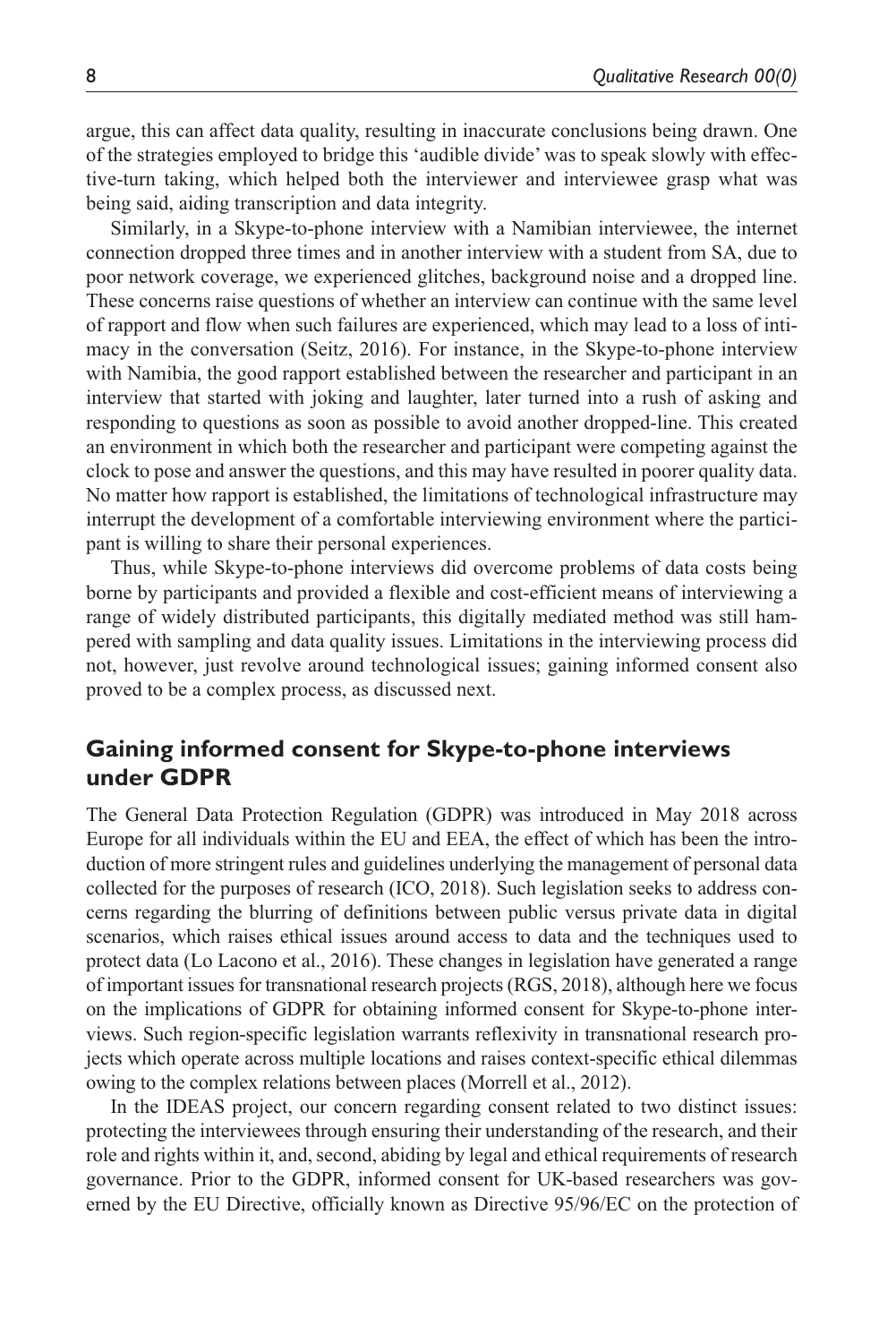argue, this can affect data quality, resulting in inaccurate conclusions being drawn. One of the strategies employed to bridge this 'audible divide' was to speak slowly with effective-turn taking, which helped both the interviewer and interviewee grasp what was being said, aiding transcription and data integrity.

Similarly, in a Skype-to-phone interview with a Namibian interviewee, the internet connection dropped three times and in another interview with a student from SA, due to poor network coverage, we experienced glitches, background noise and a dropped line. These concerns raise questions of whether an interview can continue with the same level of rapport and flow when such failures are experienced, which may lead to a loss of intimacy in the conversation (Seitz, 2016). For instance, in the Skype-to-phone interview with Namibia, the good rapport established between the researcher and participant in an interview that started with joking and laughter, later turned into a rush of asking and responding to questions as soon as possible to avoid another dropped-line. This created an environment in which both the researcher and participant were competing against the clock to pose and answer the questions, and this may have resulted in poorer quality data. No matter how rapport is established, the limitations of technological infrastructure may interrupt the development of a comfortable interviewing environment where the participant is willing to share their personal experiences.

Thus, while Skype-to-phone interviews did overcome problems of data costs being borne by participants and provided a flexible and cost-efficient means of interviewing a range of widely distributed participants, this digitally mediated method was still hampered with sampling and data quality issues. Limitations in the interviewing process did not, however, just revolve around technological issues; gaining informed consent also proved to be a complex process, as discussed next.

## Gaining informed consent for Skype-to-phone interviews under GDPR

The General Data Protection Regulation (GDPR) was introduced in May 2018 across Europe for all individuals within the EU and EEA, the effect of which has been the introduction of more stringent rules and guidelines underlying the management of personal data collected for the purposes of research (ICO, 2018). Such legislation seeks to address concerns regarding the blurring of definitions between public versus private data in digital scenarios, which raises ethical issues around access to data and the techniques used to protect data (Lo Lacono et al., 2016). These changes in legislation have generated a range of important issues for transnational research projects (RGS, 2018), although here we focus on the implications of GDPR for obtaining informed consent for Skype-to-phone interviews. Such region-specific legislation warrants reflexivity in transnational research projects which operate across multiple locations and raises context-specific ethical dilemmas owing to the complex relations between places (Morrell et al., 2012).

In the IDEAS project, our concern regarding consent related to two distinct issues: protecting the interviewees through ensuring their understanding of the research, and their role and rights within it, and, second, abiding by legal and ethical requirements of research governance. Prior to the GDPR, informed consent for UK-based researchers was governed by the EU Directive, officially known as Directive 95/96/EC on the protection of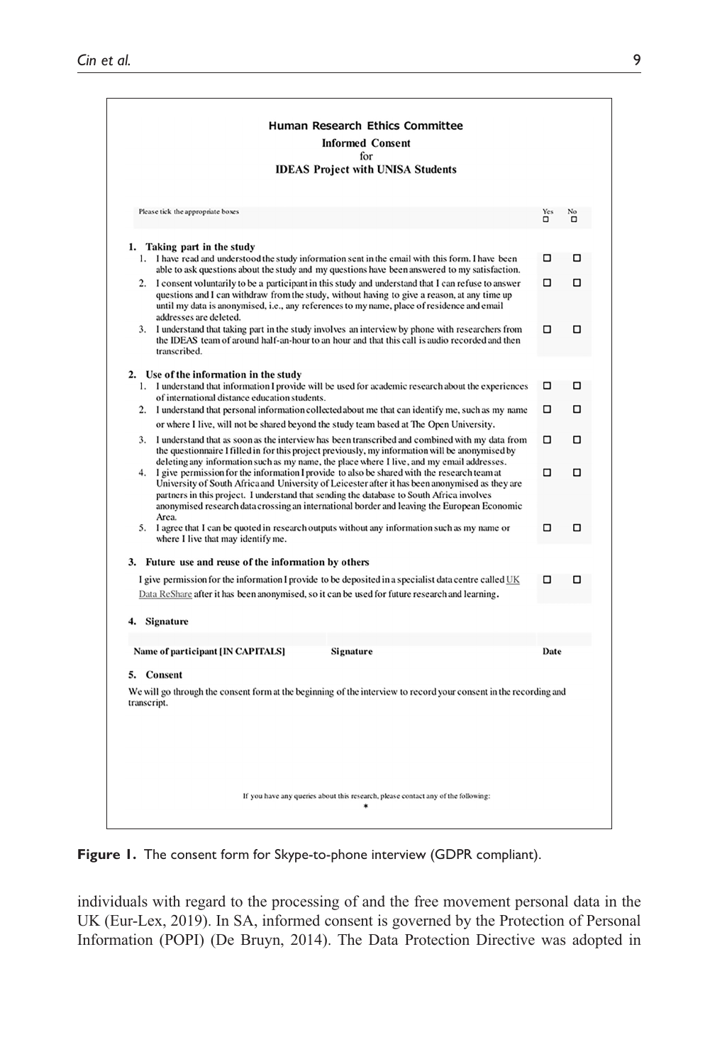**Human Research Ethics Committee**

**Informed Consent**
for
**IDEAS Project with UNISA Students**

| Please tick the appropriate boxes | Yes ☐ | No ☐ |
|---|---|---|
| **1. Taking part in the study** | | |
| 1. I have read and understood the study information sent in the email with this form. I have been able to ask questions about the study and my questions have been answered to my satisfaction. | ☐ | ☐ |
| 2. I consent voluntarily to be a participant in this study and understand that I can refuse to answer questions and I can withdraw from the study, without having to give a reason, at any time up until my data is anonymised, i.e., any references to my name, place of residence and email addresses are deleted. | ☐ | ☐ |
| 3. I understand that taking part in the study involves an interview by phone with researchers from the IDEAS team of around half-an-hour to an hour and that this call is audio recorded and then transcribed. | ☐ | ☐ |
| **2. Use of the information in the study** | | |
| 1. I understand that information I provide will be used for academic research about the experiences of international distance education students. | ☐ | ☐ |
| 2. I understand that personal information collected about me that can identify me, such as my name or where I live, will not be shared beyond the study team based at The Open University. | ☐ | ☐ |
| 3. I understand that as soon as the interview has been transcribed and combined with my data from the questionnaire I filled in for this project previously, my information will be anonymised by deleting any information such as my name, the place where I live, and my email addresses. | ☐ | ☐ |
| 4. I give permission for the information I provide to also be shared with the research team at University of South Africa and University of Leicester after it has been anonymised as they are partners in this project. I understand that sending the database to South Africa involves anonymised research data crossing an international border and leaving the European Economic Area. | ☐ | ☐ |
| 5. I agree that I can be quoted in research outputs without any information such as my name or where I live that may identify me. | ☐ | ☐ |
| **3. Future use and reuse of the information by others** | | |
| I give permission for the information I provide to be deposited in a specialist data centre called UK Data ReShare after it has been anonymised, so it can be used for future research and learning. | ☐ | ☐ |

**4. Signature**

| Name of participant [IN CAPITALS] | Signature | Date |
|---|---|---|
| | | |

**5. Consent**

We will go through the consent form at the beginning of the interview to record your consent in the recording and transcript.

If you have any queries about this research, please contact any of the following:
*

**Figure 1.** The consent form for Skype-to-phone interview (GDPR compliant).

individuals with regard to the processing of and the free movement personal data in the UK (Eur-Lex, 2019). In SA, informed consent is governed by the Protection of Personal Information (POPI) (De Bruyn, 2014). The Data Protection Directive was adopted in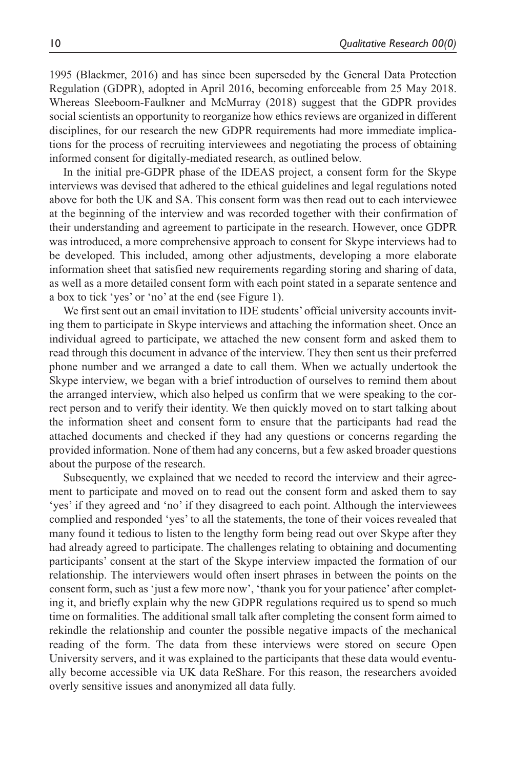1995 (Blackmer, 2016) and has since been superseded by the General Data Protection Regulation (GDPR), adopted in April 2016, becoming enforceable from 25 May 2018. Whereas Sleeboom-Faulkner and McMurray (2018) suggest that the GDPR provides social scientists an opportunity to reorganize how ethics reviews are organized in different disciplines, for our research the new GDPR requirements had more immediate implications for the process of recruiting interviewees and negotiating the process of obtaining informed consent for digitally-mediated research, as outlined below.

In the initial pre-GDPR phase of the IDEAS project, a consent form for the Skype interviews was devised that adhered to the ethical guidelines and legal regulations noted above for both the UK and SA. This consent form was then read out to each interviewee at the beginning of the interview and was recorded together with their confirmation of their understanding and agreement to participate in the research. However, once GDPR was introduced, a more comprehensive approach to consent for Skype interviews had to be developed. This included, among other adjustments, developing a more elaborate information sheet that satisfied new requirements regarding storing and sharing of data, as well as a more detailed consent form with each point stated in a separate sentence and a box to tick 'yes' or 'no' at the end (see Figure 1).

We first sent out an email invitation to IDE students' official university accounts inviting them to participate in Skype interviews and attaching the information sheet. Once an individual agreed to participate, we attached the new consent form and asked them to read through this document in advance of the interview. They then sent us their preferred phone number and we arranged a date to call them. When we actually undertook the Skype interview, we began with a brief introduction of ourselves to remind them about the arranged interview, which also helped us confirm that we were speaking to the correct person and to verify their identity. We then quickly moved on to start talking about the information sheet and consent form to ensure that the participants had read the attached documents and checked if they had any questions or concerns regarding the provided information. None of them had any concerns, but a few asked broader questions about the purpose of the research.

Subsequently, we explained that we needed to record the interview and their agreement to participate and moved on to read out the consent form and asked them to say 'yes' if they agreed and 'no' if they disagreed to each point. Although the interviewees complied and responded 'yes' to all the statements, the tone of their voices revealed that many found it tedious to listen to the lengthy form being read out over Skype after they had already agreed to participate. The challenges relating to obtaining and documenting participants' consent at the start of the Skype interview impacted the formation of our relationship. The interviewers would often insert phrases in between the points on the consent form, such as 'just a few more now', 'thank you for your patience' after completing it, and briefly explain why the new GDPR regulations required us to spend so much time on formalities. The additional small talk after completing the consent form aimed to rekindle the relationship and counter the possible negative impacts of the mechanical reading of the form. The data from these interviews were stored on secure Open University servers, and it was explained to the participants that these data would eventually become accessible via UK data ReShare. For this reason, the researchers avoided overly sensitive issues and anonymized all data fully.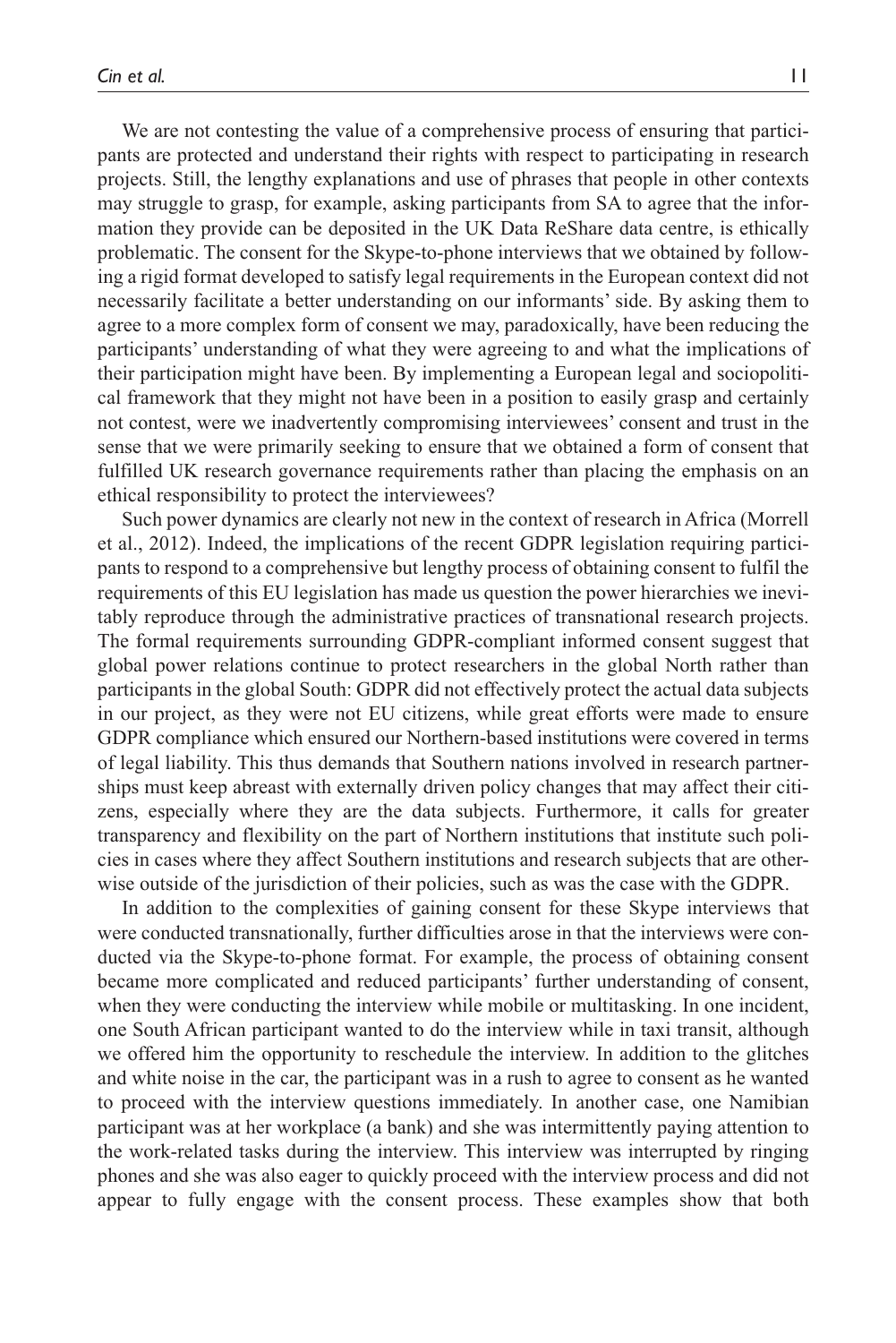We are not contesting the value of a comprehensive process of ensuring that participants are protected and understand their rights with respect to participating in research projects. Still, the lengthy explanations and use of phrases that people in other contexts may struggle to grasp, for example, asking participants from SA to agree that the information they provide can be deposited in the UK Data ReShare data centre, is ethically problematic. The consent for the Skype-to-phone interviews that we obtained by following a rigid format developed to satisfy legal requirements in the European context did not necessarily facilitate a better understanding on our informants' side. By asking them to agree to a more complex form of consent we may, paradoxically, have been reducing the participants' understanding of what they were agreeing to and what the implications of their participation might have been. By implementing a European legal and sociopolitical framework that they might not have been in a position to easily grasp and certainly not contest, were we inadvertently compromising interviewees' consent and trust in the sense that we were primarily seeking to ensure that we obtained a form of consent that fulfilled UK research governance requirements rather than placing the emphasis on an ethical responsibility to protect the interviewees?

Such power dynamics are clearly not new in the context of research in Africa (Morrell et al., 2012). Indeed, the implications of the recent GDPR legislation requiring participants to respond to a comprehensive but lengthy process of obtaining consent to fulfil the requirements of this EU legislation has made us question the power hierarchies we inevitably reproduce through the administrative practices of transnational research projects. The formal requirements surrounding GDPR-compliant informed consent suggest that global power relations continue to protect researchers in the global North rather than participants in the global South: GDPR did not effectively protect the actual data subjects in our project, as they were not EU citizens, while great efforts were made to ensure GDPR compliance which ensured our Northern-based institutions were covered in terms of legal liability. This thus demands that Southern nations involved in research partnerships must keep abreast with externally driven policy changes that may affect their citizens, especially where they are the data subjects. Furthermore, it calls for greater transparency and flexibility on the part of Northern institutions that institute such policies in cases where they affect Southern institutions and research subjects that are otherwise outside of the jurisdiction of their policies, such as was the case with the GDPR.

In addition to the complexities of gaining consent for these Skype interviews that were conducted transnationally, further difficulties arose in that the interviews were conducted via the Skype-to-phone format. For example, the process of obtaining consent became more complicated and reduced participants' further understanding of consent, when they were conducting the interview while mobile or multitasking. In one incident, one South African participant wanted to do the interview while in taxi transit, although we offered him the opportunity to reschedule the interview. In addition to the glitches and white noise in the car, the participant was in a rush to agree to consent as he wanted to proceed with the interview questions immediately. In another case, one Namibian participant was at her workplace (a bank) and she was intermittently paying attention to the work-related tasks during the interview. This interview was interrupted by ringing phones and she was also eager to quickly proceed with the interview process and did not appear to fully engage with the consent process. These examples show that both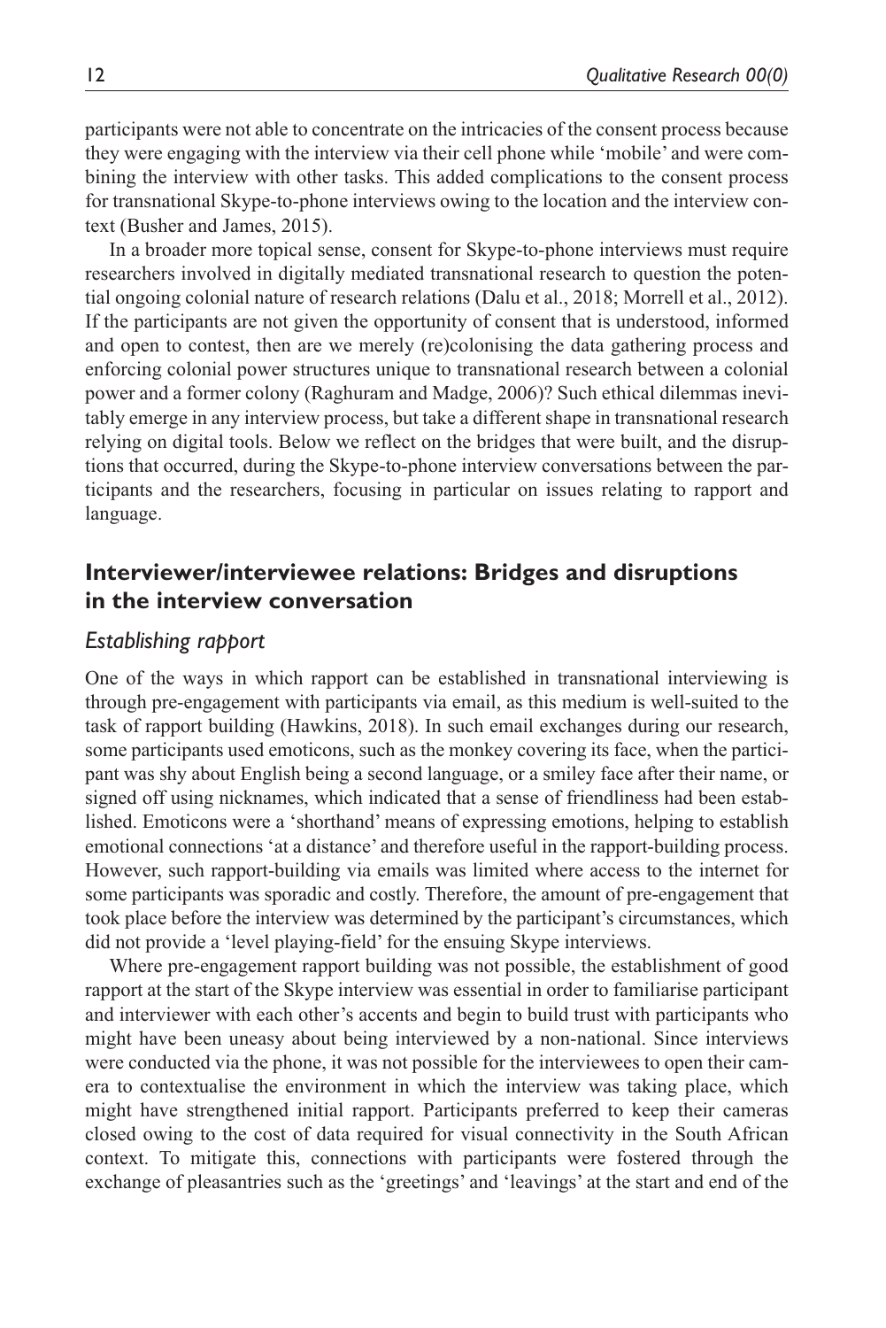participants were not able to concentrate on the intricacies of the consent process because they were engaging with the interview via their cell phone while 'mobile' and were combining the interview with other tasks. This added complications to the consent process for transnational Skype-to-phone interviews owing to the location and the interview context (Busher and James, 2015).

In a broader more topical sense, consent for Skype-to-phone interviews must require researchers involved in digitally mediated transnational research to question the potential ongoing colonial nature of research relations (Dalu et al., 2018; Morrell et al., 2012). If the participants are not given the opportunity of consent that is understood, informed and open to contest, then are we merely (re)colonising the data gathering process and enforcing colonial power structures unique to transnational research between a colonial power and a former colony (Raghuram and Madge, 2006)? Such ethical dilemmas inevitably emerge in any interview process, but take a different shape in transnational research relying on digital tools. Below we reflect on the bridges that were built, and the disruptions that occurred, during the Skype-to-phone interview conversations between the participants and the researchers, focusing in particular on issues relating to rapport and language.

## Interviewer/interviewee relations: Bridges and disruptions in the interview conversation

### *Establishing rapport*

One of the ways in which rapport can be established in transnational interviewing is through pre-engagement with participants via email, as this medium is well-suited to the task of rapport building (Hawkins, 2018). In such email exchanges during our research, some participants used emoticons, such as the monkey covering its face, when the participant was shy about English being a second language, or a smiley face after their name, or signed off using nicknames, which indicated that a sense of friendliness had been established. Emoticons were a 'shorthand' means of expressing emotions, helping to establish emotional connections 'at a distance' and therefore useful in the rapport-building process. However, such rapport-building via emails was limited where access to the internet for some participants was sporadic and costly. Therefore, the amount of pre-engagement that took place before the interview was determined by the participant's circumstances, which did not provide a 'level playing-field' for the ensuing Skype interviews.

Where pre-engagement rapport building was not possible, the establishment of good rapport at the start of the Skype interview was essential in order to familiarise participant and interviewer with each other's accents and begin to build trust with participants who might have been uneasy about being interviewed by a non-national. Since interviews were conducted via the phone, it was not possible for the interviewees to open their camera to contextualise the environment in which the interview was taking place, which might have strengthened initial rapport. Participants preferred to keep their cameras closed owing to the cost of data required for visual connectivity in the South African context. To mitigate this, connections with participants were fostered through the exchange of pleasantries such as the 'greetings' and 'leavings' at the start and end of the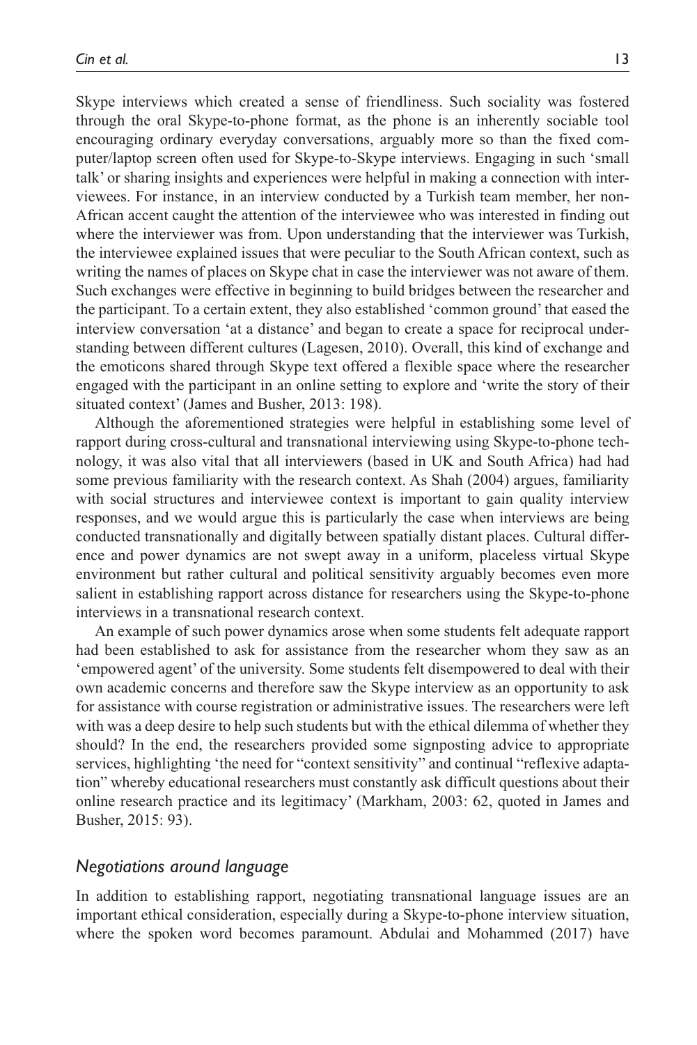Skype interviews which created a sense of friendliness. Such sociality was fostered through the oral Skype-to-phone format, as the phone is an inherently sociable tool encouraging ordinary everyday conversations, arguably more so than the fixed computer/laptop screen often used for Skype-to-Skype interviews. Engaging in such 'small talk' or sharing insights and experiences were helpful in making a connection with interviewees. For instance, in an interview conducted by a Turkish team member, her non-African accent caught the attention of the interviewee who was interested in finding out where the interviewer was from. Upon understanding that the interviewer was Turkish, the interviewee explained issues that were peculiar to the South African context, such as writing the names of places on Skype chat in case the interviewer was not aware of them. Such exchanges were effective in beginning to build bridges between the researcher and the participant. To a certain extent, they also established 'common ground' that eased the interview conversation 'at a distance' and began to create a space for reciprocal understanding between different cultures (Lagesen, 2010). Overall, this kind of exchange and the emoticons shared through Skype text offered a flexible space where the researcher engaged with the participant in an online setting to explore and 'write the story of their situated context' (James and Busher, 2013: 198).

Although the aforementioned strategies were helpful in establishing some level of rapport during cross-cultural and transnational interviewing using Skype-to-phone technology, it was also vital that all interviewers (based in UK and South Africa) had had some previous familiarity with the research context. As Shah (2004) argues, familiarity with social structures and interviewee context is important to gain quality interview responses, and we would argue this is particularly the case when interviews are being conducted transnationally and digitally between spatially distant places. Cultural difference and power dynamics are not swept away in a uniform, placeless virtual Skype environment but rather cultural and political sensitivity arguably becomes even more salient in establishing rapport across distance for researchers using the Skype-to-phone interviews in a transnational research context.

An example of such power dynamics arose when some students felt adequate rapport had been established to ask for assistance from the researcher whom they saw as an 'empowered agent' of the university. Some students felt disempowered to deal with their own academic concerns and therefore saw the Skype interview as an opportunity to ask for assistance with course registration or administrative issues. The researchers were left with was a deep desire to help such students but with the ethical dilemma of whether they should? In the end, the researchers provided some signposting advice to appropriate services, highlighting 'the need for "context sensitivity" and continual "reflexive adaptation" whereby educational researchers must constantly ask difficult questions about their online research practice and its legitimacy' (Markham, 2003: 62, quoted in James and Busher, 2015: 93).

### *Negotiations around language*

In addition to establishing rapport, negotiating transnational language issues are an important ethical consideration, especially during a Skype-to-phone interview situation, where the spoken word becomes paramount. Abdulai and Mohammed (2017) have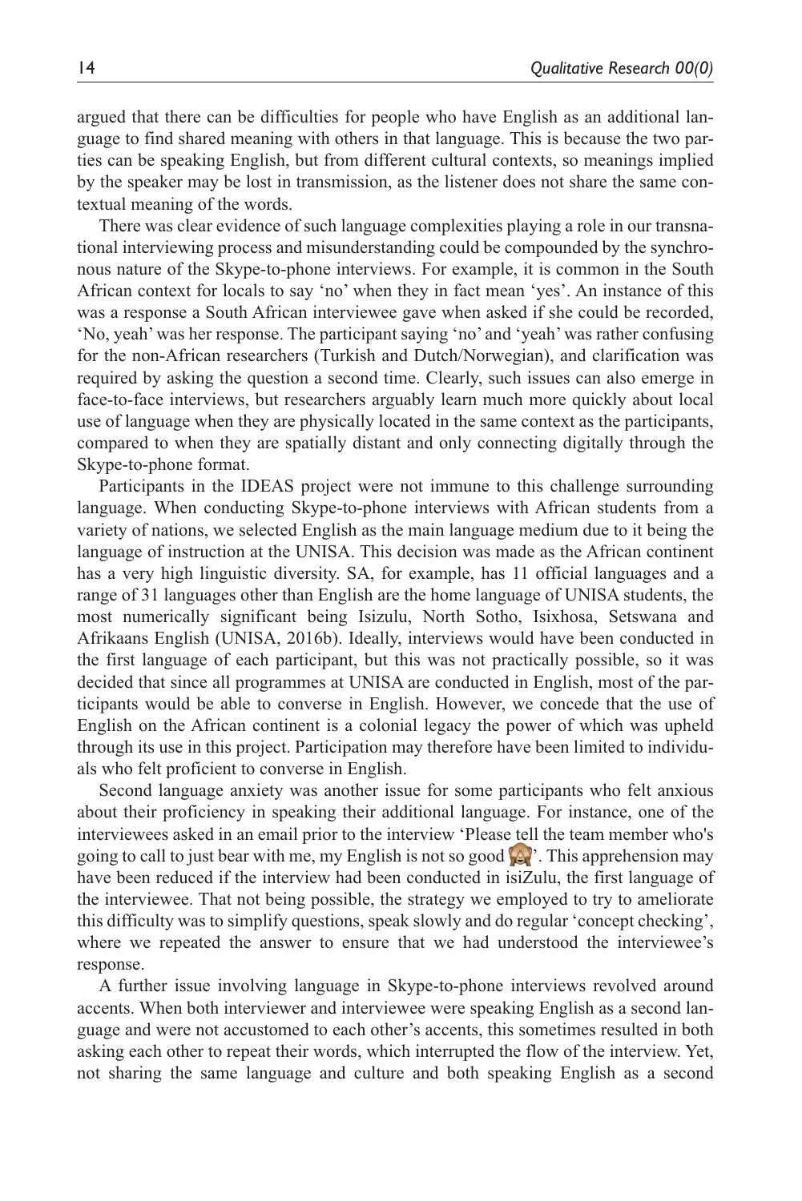argued that there can be difficulties for people who have English as an additional language to find shared meaning with others in that language. This is because the two parties can be speaking English, but from different cultural contexts, so meanings implied by the speaker may be lost in transmission, as the listener does not share the same contextual meaning of the words.

There was clear evidence of such language complexities playing a role in our transnational interviewing process and misunderstanding could be compounded by the synchronous nature of the Skype-to-phone interviews. For example, it is common in the South African context for locals to say 'no' when they in fact mean 'yes'. An instance of this was a response a South African interviewee gave when asked if she could be recorded, 'No, yeah' was her response. The participant saying 'no' and 'yeah' was rather confusing for the non-African researchers (Turkish and Dutch/Norwegian), and clarification was required by asking the question a second time. Clearly, such issues can also emerge in face-to-face interviews, but researchers arguably learn much more quickly about local use of language when they are physically located in the same context as the participants, compared to when they are spatially distant and only connecting digitally through the Skype-to-phone format.

Participants in the IDEAS project were not immune to this challenge surrounding language. When conducting Skype-to-phone interviews with African students from a variety of nations, we selected English as the main language medium due to it being the language of instruction at the UNISA. This decision was made as the African continent has a very high linguistic diversity. SA, for example, has 11 official languages and a range of 31 languages other than English are the home language of UNISA students, the most numerically significant being Isizulu, North Sotho, Isixhosa, Setswana and Afrikaans English (UNISA, 2016b). Ideally, interviews would have been conducted in the first language of each participant, but this was not practically possible, so it was decided that since all programmes at UNISA are conducted in English, most of the participants would be able to converse in English. However, we concede that the use of English on the African continent is a colonial legacy the power of which was upheld through its use in this project. Participation may therefore have been limited to individuals who felt proficient to converse in English.

Second language anxiety was another issue for some participants who felt anxious about their proficiency in speaking their additional language. For instance, one of the interviewees asked in an email prior to the interview 'Please tell the team member who's going to call to just bear with me, my English is not so good 🙈'. This apprehension may have been reduced if the interview had been conducted in isiZulu, the first language of the interviewee. That not being possible, the strategy we employed to try to ameliorate this difficulty was to simplify questions, speak slowly and do regular 'concept checking', where we repeated the answer to ensure that we had understood the interviewee's response.

A further issue involving language in Skype-to-phone interviews revolved around accents. When both interviewer and interviewee were speaking English as a second language and were not accustomed to each other's accents, this sometimes resulted in both asking each other to repeat their words, which interrupted the flow of the interview. Yet, not sharing the same language and culture and both speaking English as a second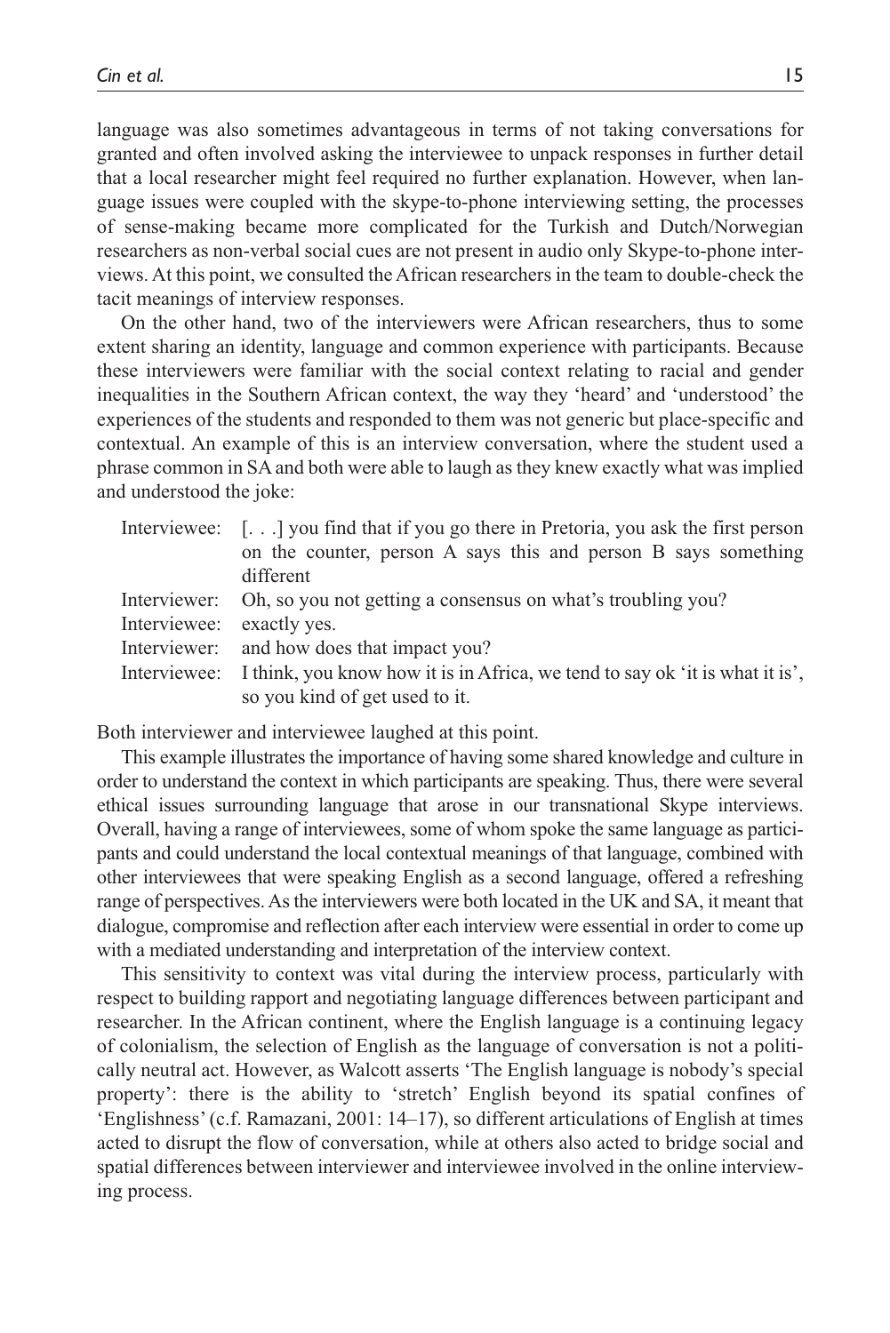language was also sometimes advantageous in terms of not taking conversations for granted and often involved asking the interviewee to unpack responses in further detail that a local researcher might feel required no further explanation. However, when language issues were coupled with the skype-to-phone interviewing setting, the processes of sense-making became more complicated for the Turkish and Dutch/Norwegian researchers as non-verbal social cues are not present in audio only Skype-to-phone interviews. At this point, we consulted the African researchers in the team to double-check the tacit meanings of interview responses.

On the other hand, two of the interviewers were African researchers, thus to some extent sharing an identity, language and common experience with participants. Because these interviewers were familiar with the social context relating to racial and gender inequalities in the Southern African context, the way they 'heard' and 'understood' the experiences of the students and responded to them was not generic but place-specific and contextual. An example of this is an interview conversation, where the student used a phrase common in SA and both were able to laugh as they knew exactly what was implied and understood the joke:

> Interviewee: [. . .] you find that if you go there in Pretoria, you ask the first person on the counter, person A says this and person B says something different
>
> Interviewer: Oh, so you not getting a consensus on what's troubling you?
>
> Interviewee: exactly yes.
>
> Interviewer: and how does that impact you?
>
> Interviewee: I think, you know how it is in Africa, we tend to say ok 'it is what it is', so you kind of get used to it.

Both interviewer and interviewee laughed at this point.

This example illustrates the importance of having some shared knowledge and culture in order to understand the context in which participants are speaking. Thus, there were several ethical issues surrounding language that arose in our transnational Skype interviews. Overall, having a range of interviewees, some of whom spoke the same language as participants and could understand the local contextual meanings of that language, combined with other interviewees that were speaking English as a second language, offered a refreshing range of perspectives. As the interviewers were both located in the UK and SA, it meant that dialogue, compromise and reflection after each interview were essential in order to come up with a mediated understanding and interpretation of the interview context.

This sensitivity to context was vital during the interview process, particularly with respect to building rapport and negotiating language differences between participant and researcher. In the African continent, where the English language is a continuing legacy of colonialism, the selection of English as the language of conversation is not a politically neutral act. However, as Walcott asserts 'The English language is nobody's special property': there is the ability to 'stretch' English beyond its spatial confines of 'Englishness' (c.f. Ramazani, 2001: 14–17), so different articulations of English at times acted to disrupt the flow of conversation, while at others also acted to bridge social and spatial differences between interviewer and interviewee involved in the online interviewing process.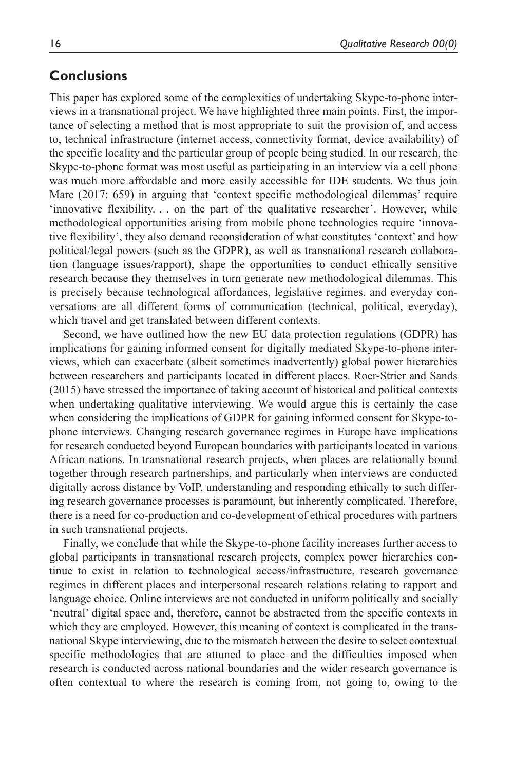## Conclusions

This paper has explored some of the complexities of undertaking Skype-to-phone interviews in a transnational project. We have highlighted three main points. First, the importance of selecting a method that is most appropriate to suit the provision of, and access to, technical infrastructure (internet access, connectivity format, device availability) of the specific locality and the particular group of people being studied. In our research, the Skype-to-phone format was most useful as participating in an interview via a cell phone was much more affordable and more easily accessible for IDE students. We thus join Mare (2017: 659) in arguing that 'context specific methodological dilemmas' require 'innovative flexibility. . . on the part of the qualitative researcher'. However, while methodological opportunities arising from mobile phone technologies require 'innovative flexibility', they also demand reconsideration of what constitutes 'context' and how political/legal powers (such as the GDPR), as well as transnational research collaboration (language issues/rapport), shape the opportunities to conduct ethically sensitive research because they themselves in turn generate new methodological dilemmas. This is precisely because technological affordances, legislative regimes, and everyday conversations are all different forms of communication (technical, political, everyday), which travel and get translated between different contexts.

Second, we have outlined how the new EU data protection regulations (GDPR) has implications for gaining informed consent for digitally mediated Skype-to-phone interviews, which can exacerbate (albeit sometimes inadvertently) global power hierarchies between researchers and participants located in different places. Roer-Strier and Sands (2015) have stressed the importance of taking account of historical and political contexts when undertaking qualitative interviewing. We would argue this is certainly the case when considering the implications of GDPR for gaining informed consent for Skype-to-phone interviews. Changing research governance regimes in Europe have implications for research conducted beyond European boundaries with participants located in various African nations. In transnational research projects, when places are relationally bound together through research partnerships, and particularly when interviews are conducted digitally across distance by VoIP, understanding and responding ethically to such differing research governance processes is paramount, but inherently complicated. Therefore, there is a need for co-production and co-development of ethical procedures with partners in such transnational projects.

Finally, we conclude that while the Skype-to-phone facility increases further access to global participants in transnational research projects, complex power hierarchies continue to exist in relation to technological access/infrastructure, research governance regimes in different places and interpersonal research relations relating to rapport and language choice. Online interviews are not conducted in uniform politically and socially 'neutral' digital space and, therefore, cannot be abstracted from the specific contexts in which they are employed. However, this meaning of context is complicated in the transnational Skype interviewing, due to the mismatch between the desire to select contextual specific methodologies that are attuned to place and the difficulties imposed when research is conducted across national boundaries and the wider research governance is often contextual to where the research is coming from, not going to, owing to the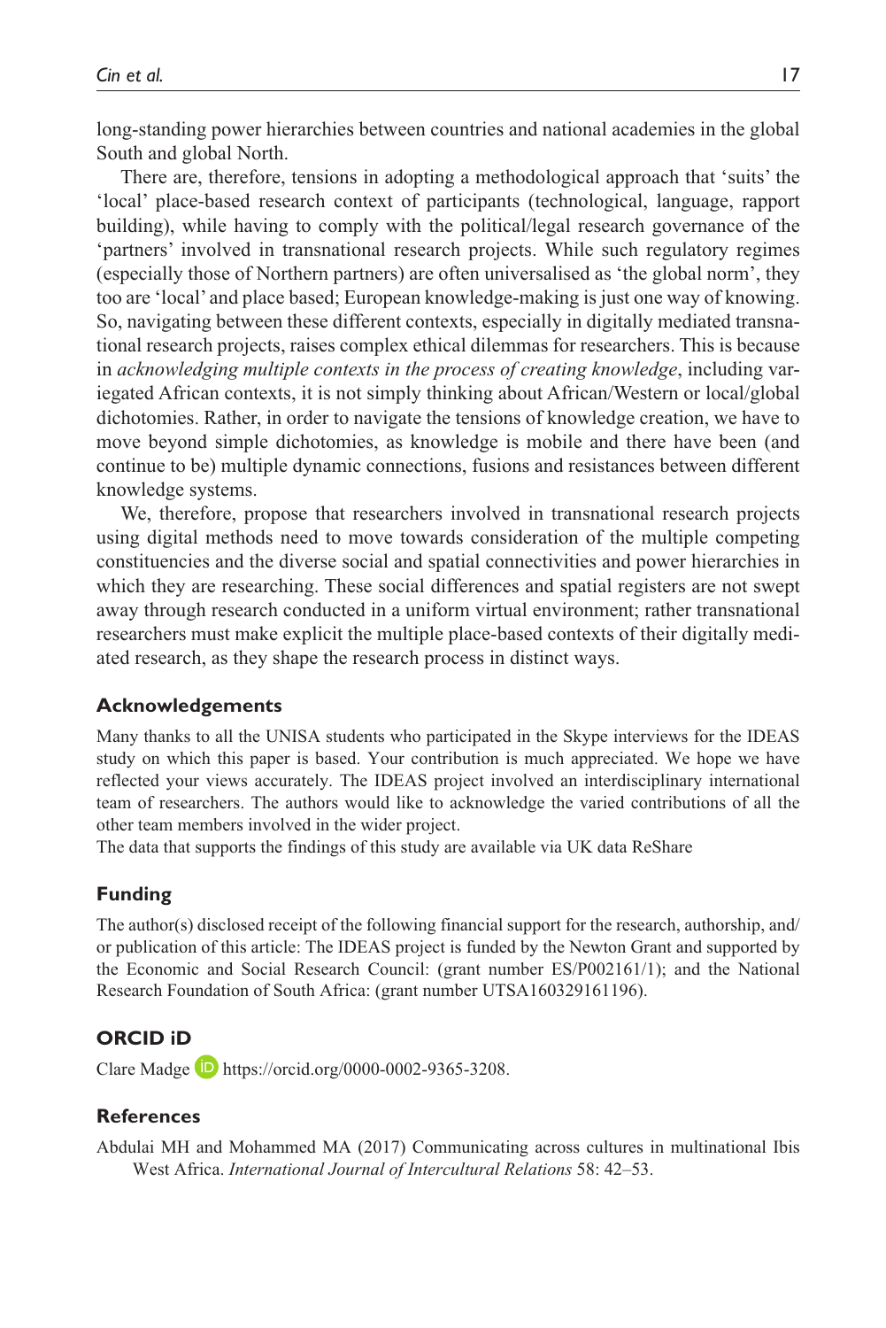long-standing power hierarchies between countries and national academies in the global South and global North.

There are, therefore, tensions in adopting a methodological approach that 'suits' the 'local' place-based research context of participants (technological, language, rapport building), while having to comply with the political/legal research governance of the 'partners' involved in transnational research projects. While such regulatory regimes (especially those of Northern partners) are often universalised as 'the global norm', they too are 'local' and place based; European knowledge-making is just one way of knowing. So, navigating between these different contexts, especially in digitally mediated transnational research projects, raises complex ethical dilemmas for researchers. This is because in *acknowledging multiple contexts in the process of creating knowledge*, including variegated African contexts, it is not simply thinking about African/Western or local/global dichotomies. Rather, in order to navigate the tensions of knowledge creation, we have to move beyond simple dichotomies, as knowledge is mobile and there have been (and continue to be) multiple dynamic connections, fusions and resistances between different knowledge systems.

We, therefore, propose that researchers involved in transnational research projects using digital methods need to move towards consideration of the multiple competing constituencies and the diverse social and spatial connectivities and power hierarchies in which they are researching. These social differences and spatial registers are not swept away through research conducted in a uniform virtual environment; rather transnational researchers must make explicit the multiple place-based contexts of their digitally mediated research, as they shape the research process in distinct ways.

### Acknowledgements

Many thanks to all the UNISA students who participated in the Skype interviews for the IDEAS study on which this paper is based. Your contribution is much appreciated. We hope we have reflected your views accurately. The IDEAS project involved an interdisciplinary international team of researchers. The authors would like to acknowledge the varied contributions of all the other team members involved in the wider project.

The data that supports the findings of this study are available via UK data ReShare

### Funding

The author(s) disclosed receipt of the following financial support for the research, authorship, and/or publication of this article: The IDEAS project is funded by the Newton Grant and supported by the Economic and Social Research Council: (grant number ES/P002161/1); and the National Research Foundation of South Africa: (grant number UTSA160329161196).

### ORCID iD

Clare Madge https://orcid.org/0000-0002-9365-3208.

### References

Abdulai MH and Mohammed MA (2017) Communicating across cultures in multinational Ibis West Africa. *International Journal of Intercultural Relations* 58: 42–53.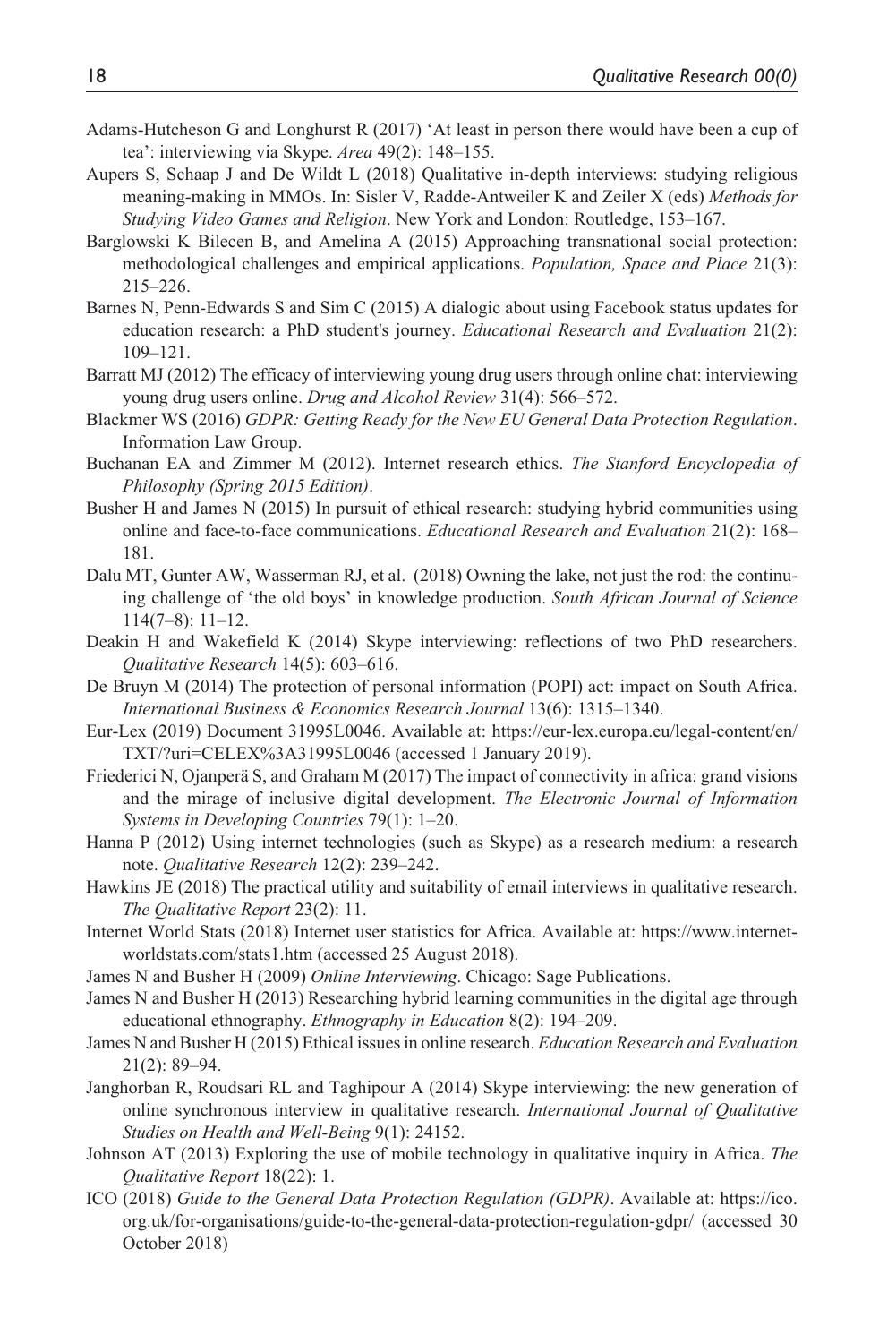Adams-Hutcheson G and Longhurst R (2017) 'At least in person there would have been a cup of tea': interviewing via Skype. *Area* 49(2): 148–155.

Aupers S, Schaap J and De Wildt L (2018) Qualitative in-depth interviews: studying religious meaning-making in MMOs. In: Sisler V, Radde-Antweiler K and Zeiler X (eds) *Methods for Studying Video Games and Religion*. New York and London: Routledge, 153–167.

Barglowski K Bilecen B, and Amelina A (2015) Approaching transnational social protection: methodological challenges and empirical applications. *Population, Space and Place* 21(3): 215–226.

Barnes N, Penn-Edwards S and Sim C (2015) A dialogic about using Facebook status updates for education research: a PhD student's journey. *Educational Research and Evaluation* 21(2): 109–121.

Barratt MJ (2012) The efficacy of interviewing young drug users through online chat: interviewing young drug users online. *Drug and Alcohol Review* 31(4): 566–572.

Blackmer WS (2016) *GDPR: Getting Ready for the New EU General Data Protection Regulation*. Information Law Group.

Buchanan EA and Zimmer M (2012). Internet research ethics. *The Stanford Encyclopedia of Philosophy (Spring 2015 Edition)*.

Busher H and James N (2015) In pursuit of ethical research: studying hybrid communities using online and face-to-face communications. *Educational Research and Evaluation* 21(2): 168–181.

Dalu MT, Gunter AW, Wasserman RJ, et al. (2018) Owning the lake, not just the rod: the continuing challenge of 'the old boys' in knowledge production. *South African Journal of Science* 114(7–8): 11–12.

Deakin H and Wakefield K (2014) Skype interviewing: reflections of two PhD researchers. *Qualitative Research* 14(5): 603–616.

De Bruyn M (2014) The protection of personal information (POPI) act: impact on South Africa. *International Business & Economics Research Journal* 13(6): 1315–1340.

Eur-Lex (2019) Document 31995L0046. Available at: https://eur-lex.europa.eu/legal-content/en/TXT/?uri=CELEX%3A31995L0046 (accessed 1 January 2019).

Friederici N, Ojanperä S, and Graham M (2017) The impact of connectivity in africa: grand visions and the mirage of inclusive digital development. *The Electronic Journal of Information Systems in Developing Countries* 79(1): 1–20.

Hanna P (2012) Using internet technologies (such as Skype) as a research medium: a research note. *Qualitative Research* 12(2): 239–242.

Hawkins JE (2018) The practical utility and suitability of email interviews in qualitative research. *The Qualitative Report* 23(2): 11.

Internet World Stats (2018) Internet user statistics for Africa. Available at: https://www.internetworldstats.com/stats1.htm (accessed 25 August 2018).

James N and Busher H (2009) *Online Interviewing*. Chicago: Sage Publications.

James N and Busher H (2013) Researching hybrid learning communities in the digital age through educational ethnography. *Ethnography in Education* 8(2): 194–209.

James N and Busher H (2015) Ethical issues in online research. *Education Research and Evaluation* 21(2): 89–94.

Janghorban R, Roudsari RL and Taghipour A (2014) Skype interviewing: the new generation of online synchronous interview in qualitative research. *International Journal of Qualitative Studies on Health and Well-Being* 9(1): 24152.

Johnson AT (2013) Exploring the use of mobile technology in qualitative inquiry in Africa. *The Qualitative Report* 18(22): 1.

ICO (2018) *Guide to the General Data Protection Regulation (GDPR)*. Available at: https://ico.org.uk/for-organisations/guide-to-the-general-data-protection-regulation-gdpr/ (accessed 30 October 2018)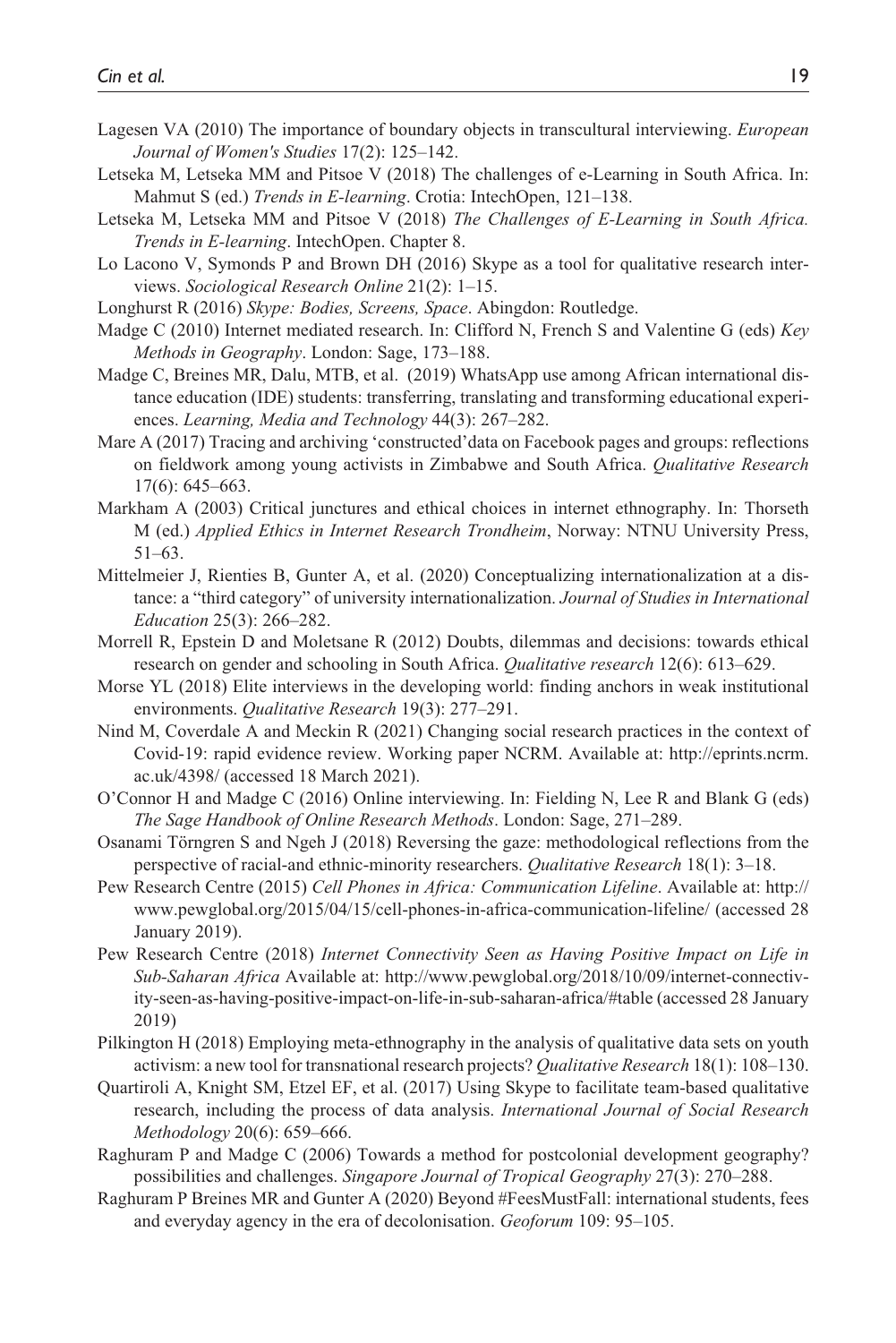Lagesen VA (2010) The importance of boundary objects in transcultural interviewing. *European Journal of Women's Studies* 17(2): 125–142.

Letseka M, Letseka MM and Pitsoe V (2018) The challenges of e-Learning in South Africa. In: Mahmut S (ed.) *Trends in E-learning*. Crotia: IntechOpen, 121–138.

Letseka M, Letseka MM and Pitsoe V (2018) *The Challenges of E-Learning in South Africa. Trends in E-learning*. IntechOpen. Chapter 8.

Lo Lacono V, Symonds P and Brown DH (2016) Skype as a tool for qualitative research interviews. *Sociological Research Online* 21(2): 1–15.

Longhurst R (2016) *Skype: Bodies, Screens, Space*. Abingdon: Routledge.

Madge C (2010) Internet mediated research. In: Clifford N, French S and Valentine G (eds) *Key Methods in Geography*. London: Sage, 173–188.

Madge C, Breines MR, Dalu, MTB, et al. (2019) WhatsApp use among African international distance education (IDE) students: transferring, translating and transforming educational experiences. *Learning, Media and Technology* 44(3): 267–282.

Mare A (2017) Tracing and archiving 'constructed'data on Facebook pages and groups: reflections on fieldwork among young activists in Zimbabwe and South Africa. *Qualitative Research* 17(6): 645–663.

Markham A (2003) Critical junctures and ethical choices in internet ethnography. In: Thorseth M (ed.) *Applied Ethics in Internet Research Trondheim*, Norway: NTNU University Press, 51–63.

Mittelmeier J, Rienties B, Gunter A, et al. (2020) Conceptualizing internationalization at a distance: a "third category" of university internationalization. *Journal of Studies in International Education* 25(3): 266–282.

Morrell R, Epstein D and Moletsane R (2012) Doubts, dilemmas and decisions: towards ethical research on gender and schooling in South Africa. *Qualitative research* 12(6): 613–629.

Morse YL (2018) Elite interviews in the developing world: finding anchors in weak institutional environments. *Qualitative Research* 19(3): 277–291.

Nind M, Coverdale A and Meckin R (2021) Changing social research practices in the context of Covid-19: rapid evidence review. Working paper NCRM. Available at: http://eprints.ncrm.ac.uk/4398/ (accessed 18 March 2021).

O'Connor H and Madge C (2016) Online interviewing. In: Fielding N, Lee R and Blank G (eds) *The Sage Handbook of Online Research Methods*. London: Sage, 271–289.

Osanami Törngren S and Ngeh J (2018) Reversing the gaze: methodological reflections from the perspective of racial-and ethnic-minority researchers. *Qualitative Research* 18(1): 3–18.

Pew Research Centre (2015) *Cell Phones in Africa: Communication Lifeline*. Available at: http://www.pewglobal.org/2015/04/15/cell-phones-in-africa-communication-lifeline/ (accessed 28 January 2019).

Pew Research Centre (2018) *Internet Connectivity Seen as Having Positive Impact on Life in Sub-Saharan Africa* Available at: http://www.pewglobal.org/2018/10/09/internet-connectivity-seen-as-having-positive-impact-on-life-in-sub-saharan-africa/#table (accessed 28 January 2019)

Pilkington H (2018) Employing meta-ethnography in the analysis of qualitative data sets on youth activism: a new tool for transnational research projects? *Qualitative Research* 18(1): 108–130.

Quartiroli A, Knight SM, Etzel EF, et al. (2017) Using Skype to facilitate team-based qualitative research, including the process of data analysis. *International Journal of Social Research Methodology* 20(6): 659–666.

Raghuram P and Madge C (2006) Towards a method for postcolonial development geography? possibilities and challenges. *Singapore Journal of Tropical Geography* 27(3): 270–288.

Raghuram P Breines MR and Gunter A (2020) Beyond #FeesMustFall: international students, fees and everyday agency in the era of decolonisation. *Geoforum* 109: 95–105.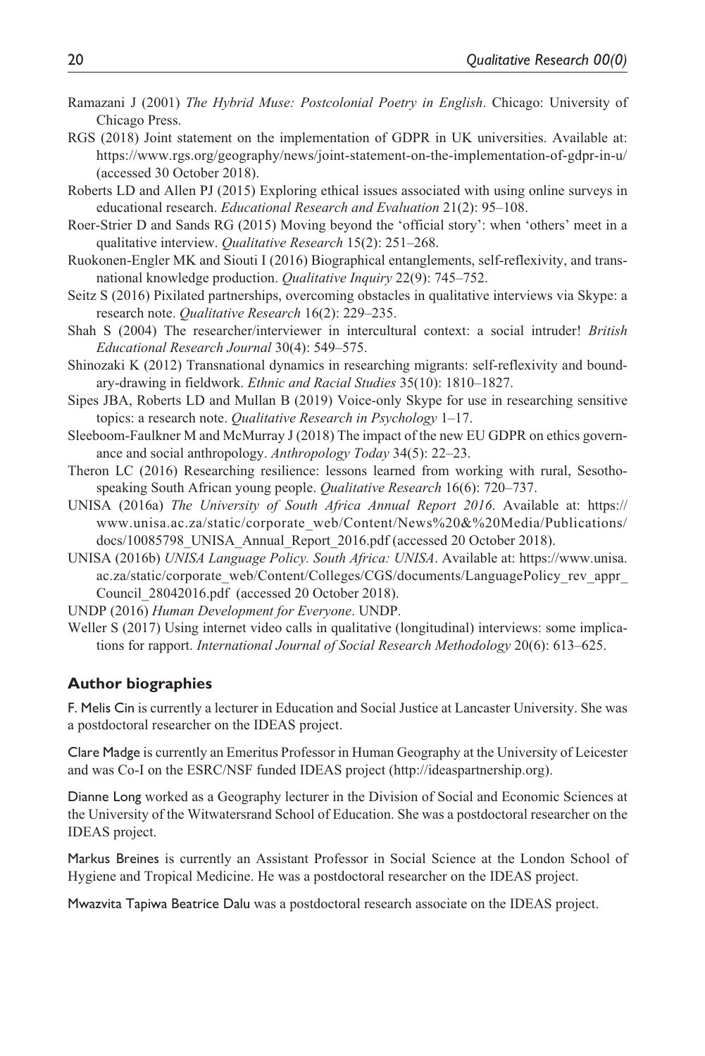Ramazani J (2001) *The Hybrid Muse: Postcolonial Poetry in English*. Chicago: University of Chicago Press.

RGS (2018) Joint statement on the implementation of GDPR in UK universities. Available at: https://www.rgs.org/geography/news/joint-statement-on-the-implementation-of-gdpr-in-u/ (accessed 30 October 2018).

Roberts LD and Allen PJ (2015) Exploring ethical issues associated with using online surveys in educational research. *Educational Research and Evaluation* 21(2): 95–108.

Roer-Strier D and Sands RG (2015) Moving beyond the 'official story': when 'others' meet in a qualitative interview. *Qualitative Research* 15(2): 251–268.

Ruokonen-Engler MK and Siouti I (2016) Biographical entanglements, self-reflexivity, and transnational knowledge production. *Qualitative Inquiry* 22(9): 745–752.

Seitz S (2016) Pixilated partnerships, overcoming obstacles in qualitative interviews via Skype: a research note. *Qualitative Research* 16(2): 229–235.

Shah S (2004) The researcher/interviewer in intercultural context: a social intruder! *British Educational Research Journal* 30(4): 549–575.

Shinozaki K (2012) Transnational dynamics in researching migrants: self-reflexivity and boundary-drawing in fieldwork. *Ethnic and Racial Studies* 35(10): 1810–1827.

Sipes JBA, Roberts LD and Mullan B (2019) Voice-only Skype for use in researching sensitive topics: a research note. *Qualitative Research in Psychology* 1–17.

Sleeboom-Faulkner M and McMurray J (2018) The impact of the new EU GDPR on ethics governance and social anthropology. *Anthropology Today* 34(5): 22–23.

Theron LC (2016) Researching resilience: lessons learned from working with rural, Sesotho-speaking South African young people. *Qualitative Research* 16(6): 720–737.

UNISA (2016a) *The University of South Africa Annual Report 2016*. Available at: https://www.unisa.ac.za/static/corporate_web/Content/News%20&%20Media/Publications/docs/10085798_UNISA_Annual_Report_2016.pdf (accessed 20 October 2018).

UNISA (2016b) *UNISA Language Policy. South Africa: UNISA*. Available at: https://www.unisa.ac.za/static/corporate_web/Content/Colleges/CGS/documents/LanguagePolicy_rev_appr_Council_28042016.pdf (accessed 20 October 2018).

UNDP (2016) *Human Development for Everyone*. UNDP.

Weller S (2017) Using internet video calls in qualitative (longitudinal) interviews: some implications for rapport. *International Journal of Social Research Methodology* 20(6): 613–625.

## Author biographies

F. Melis Cin is currently a lecturer in Education and Social Justice at Lancaster University. She was a postdoctoral researcher on the IDEAS project.

Clare Madge is currently an Emeritus Professor in Human Geography at the University of Leicester and was Co-I on the ESRC/NSF funded IDEAS project (http://ideaspartnership.org).

Dianne Long worked as a Geography lecturer in the Division of Social and Economic Sciences at the University of the Witwatersrand School of Education. She was a postdoctoral researcher on the IDEAS project.

Markus Breines is currently an Assistant Professor in Social Science at the London School of Hygiene and Tropical Medicine. He was a postdoctoral researcher on the IDEAS project.

Mwazvita Tapiwa Beatrice Dalu was a postdoctoral research associate on the IDEAS project.